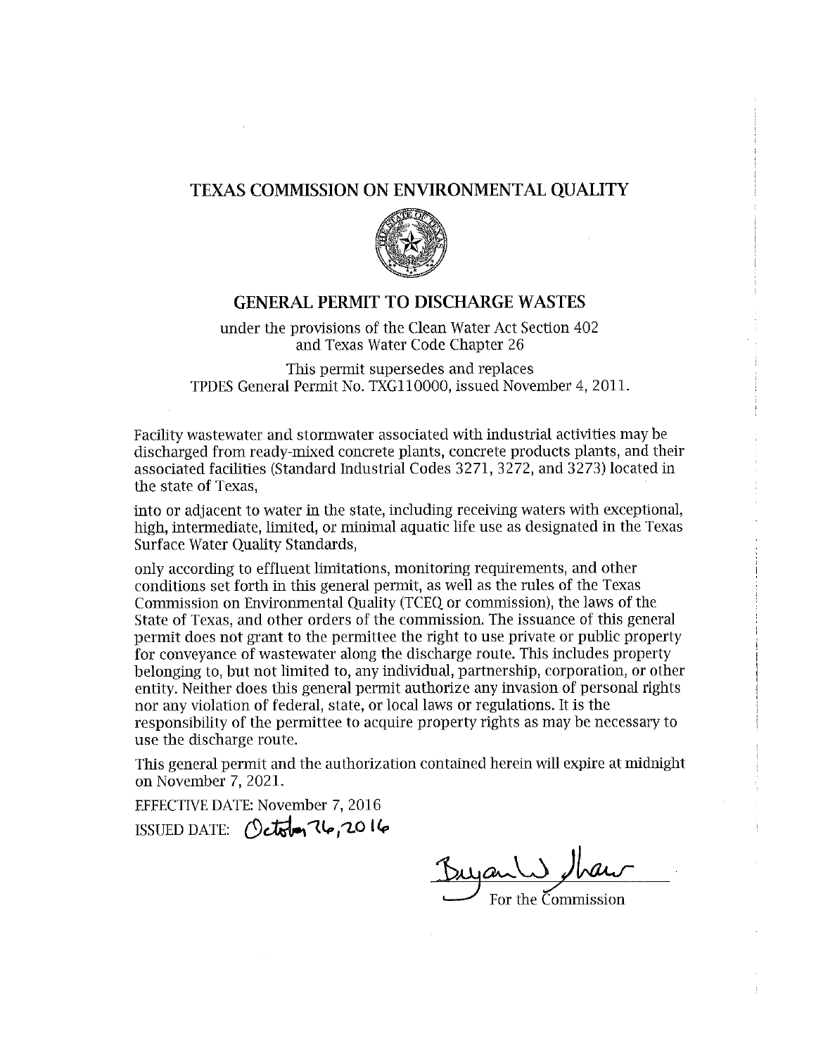# TEXAS COMMISSION ON ENVIRONMENTAL QUALITY

## GENERAL PERMIT TO DISCHARGE WASTES

under the provisions of the Clean Water Act Section 402
and Texas Water Code Chapter 26

This permit supersedes and replaces
TPDES General Permit No. TXG110000, issued November 4, 2011.

Facility wastewater and stormwater associated with industrial activities may be discharged from ready-mixed concrete plants, concrete products plants, and their associated facilities (Standard Industrial Codes 3271, 3272, and 3273) located in the state of Texas,

into or adjacent to water in the state, including receiving waters with exceptional, high, intermediate, limited, or minimal aquatic life use as designated in the Texas Surface Water Quality Standards,

only according to effluent limitations, monitoring requirements, and other conditions set forth in this general permit, as well as the rules of the Texas Commission on Environmental Quality (TCEQ or commission), the laws of the State of Texas, and other orders of the commission. The issuance of this general permit does not grant to the permittee the right to use private or public property for conveyance of wastewater along the discharge route. This includes property belonging to, but not limited to, any individual, partnership, corporation, or other entity. Neither does this general permit authorize any invasion of personal rights nor any violation of federal, state, or local laws or regulations. It is the responsibility of the permittee to acquire property rights as may be necessary to use the discharge route.

This general permit and the authorization contained herein will expire at midnight on November 7, 2021.

EFFECTIVE DATE: November 7, 2016

ISSUED DATE: October 26, 2016

Bryan W. Shaw

For the Commission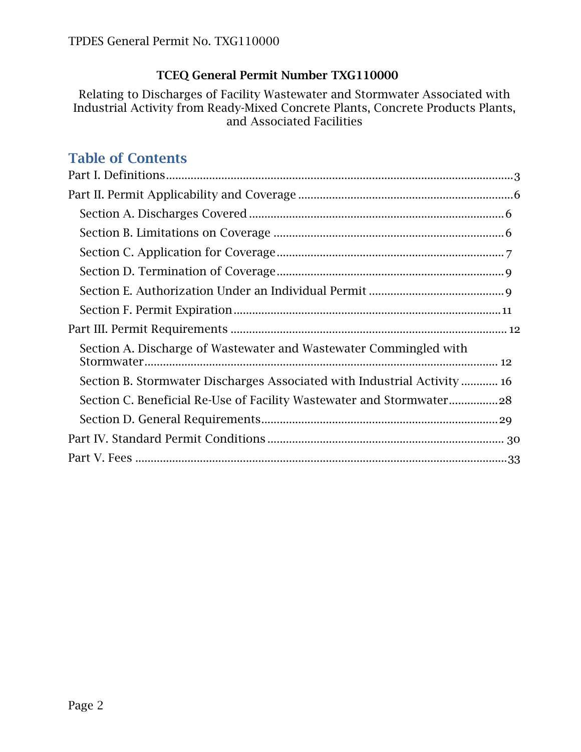**TCEQ General Permit Number TXG110000**

Relating to Discharges of Facility Wastewater and Stormwater Associated with Industrial Activity from Ready-Mixed Concrete Plants, Concrete Products Plants, and Associated Facilities

## Table of Contents

Part I. Definitions ........................................................................................................3

Part II. Permit Applicability and Coverage ...............................................................6

- Section A. Discharges Covered .............................................................................6
- Section B. Limitations on Coverage .....................................................................6
- Section C. Application for Coverage ....................................................................7
- Section D. Termination of Coverage ....................................................................9
- Section E. Authorization Under an Individual Permit .........................................9
- Section F. Permit Expiration ...............................................................................11

Part III. Permit Requirements ....................................................................................12

- Section A. Discharge of Wastewater and Wastewater Commingled with Stormwater .............................................................................................................12
- Section B. Stormwater Discharges Associated with Industrial Activity ............16
- Section C. Beneficial Re-Use of Facility Wastewater and Stormwater ...............28
- Section D. General Requirements .......................................................................29

Part IV. Standard Permit Conditions .........................................................................30

Part V. Fees ..................................................................................................................33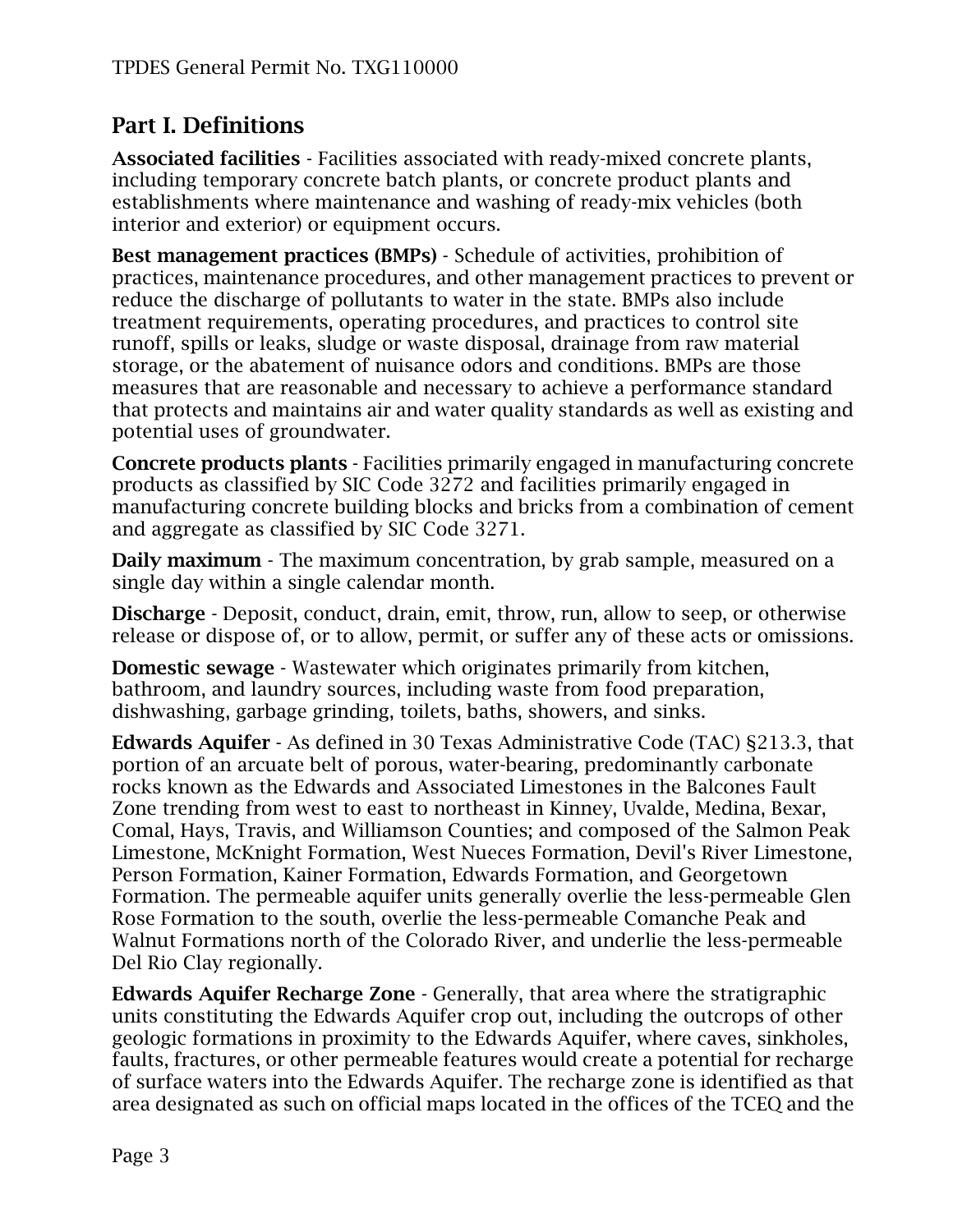## Part I. Definitions

**Associated facilities** - Facilities associated with ready-mixed concrete plants, including temporary concrete batch plants, or concrete product plants and establishments where maintenance and washing of ready-mix vehicles (both interior and exterior) or equipment occurs.

**Best management practices (BMPs)** - Schedule of activities, prohibition of practices, maintenance procedures, and other management practices to prevent or reduce the discharge of pollutants to water in the state. BMPs also include treatment requirements, operating procedures, and practices to control site runoff, spills or leaks, sludge or waste disposal, drainage from raw material storage, or the abatement of nuisance odors and conditions. BMPs are those measures that are reasonable and necessary to achieve a performance standard that protects and maintains air and water quality standards as well as existing and potential uses of groundwater.

**Concrete products plants** - Facilities primarily engaged in manufacturing concrete products as classified by SIC Code 3272 and facilities primarily engaged in manufacturing concrete building blocks and bricks from a combination of cement and aggregate as classified by SIC Code 3271.

**Daily maximum** - The maximum concentration, by grab sample, measured on a single day within a single calendar month.

**Discharge** - Deposit, conduct, drain, emit, throw, run, allow to seep, or otherwise release or dispose of, or to allow, permit, or suffer any of these acts or omissions.

**Domestic sewage** - Wastewater which originates primarily from kitchen, bathroom, and laundry sources, including waste from food preparation, dishwashing, garbage grinding, toilets, baths, showers, and sinks.

**Edwards Aquifer** - As defined in 30 Texas Administrative Code (TAC) §213.3, that portion of an arcuate belt of porous, water-bearing, predominantly carbonate rocks known as the Edwards and Associated Limestones in the Balcones Fault Zone trending from west to east to northeast in Kinney, Uvalde, Medina, Bexar, Comal, Hays, Travis, and Williamson Counties; and composed of the Salmon Peak Limestone, McKnight Formation, West Nueces Formation, Devil's River Limestone, Person Formation, Kainer Formation, Edwards Formation, and Georgetown Formation. The permeable aquifer units generally overlie the less-permeable Glen Rose Formation to the south, overlie the less-permeable Comanche Peak and Walnut Formations north of the Colorado River, and underlie the less-permeable Del Rio Clay regionally.

**Edwards Aquifer Recharge Zone** - Generally, that area where the stratigraphic units constituting the Edwards Aquifer crop out, including the outcrops of other geologic formations in proximity to the Edwards Aquifer, where caves, sinkholes, faults, fractures, or other permeable features would create a potential for recharge of surface waters into the Edwards Aquifer. The recharge zone is identified as that area designated as such on official maps located in the offices of the TCEQ and the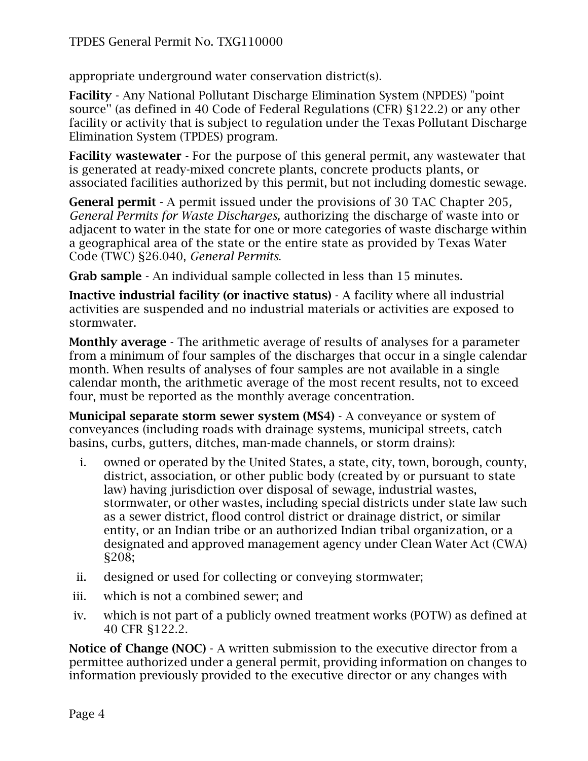appropriate underground water conservation district(s).

**Facility** - Any National Pollutant Discharge Elimination System (NPDES) "point source" (as defined in 40 Code of Federal Regulations (CFR) §122.2) or any other facility or activity that is subject to regulation under the Texas Pollutant Discharge Elimination System (TPDES) program.

**Facility wastewater** - For the purpose of this general permit, any wastewater that is generated at ready-mixed concrete plants, concrete products plants, or associated facilities authorized by this permit, but not including domestic sewage.

**General permit** - A permit issued under the provisions of 30 TAC Chapter 205, *General Permits for Waste Discharges,* authorizing the discharge of waste into or adjacent to water in the state for one or more categories of waste discharge within a geographical area of the state or the entire state as provided by Texas Water Code (TWC) §26.040, *General Permits*.

**Grab sample** - An individual sample collected in less than 15 minutes.

**Inactive industrial facility (or inactive status)** - A facility where all industrial activities are suspended and no industrial materials or activities are exposed to stormwater.

**Monthly average** - The arithmetic average of results of analyses for a parameter from a minimum of four samples of the discharges that occur in a single calendar month. When results of analyses of four samples are not available in a single calendar month, the arithmetic average of the most recent results, not to exceed four, must be reported as the monthly average concentration.

**Municipal separate storm sewer system (MS4)** - A conveyance or system of conveyances (including roads with drainage systems, municipal streets, catch basins, curbs, gutters, ditches, man-made channels, or storm drains):

i. owned or operated by the United States, a state, city, town, borough, county, district, association, or other public body (created by or pursuant to state law) having jurisdiction over disposal of sewage, industrial wastes, stormwater, or other wastes, including special districts under state law such as a sewer district, flood control district or drainage district, or similar entity, or an Indian tribe or an authorized Indian tribal organization, or a designated and approved management agency under Clean Water Act (CWA) §208;

ii. designed or used for collecting or conveying stormwater;

iii. which is not a combined sewer; and

iv. which is not part of a publicly owned treatment works (POTW) as defined at 40 CFR §122.2.

**Notice of Change (NOC)** - A written submission to the executive director from a permittee authorized under a general permit, providing information on changes to information previously provided to the executive director or any changes with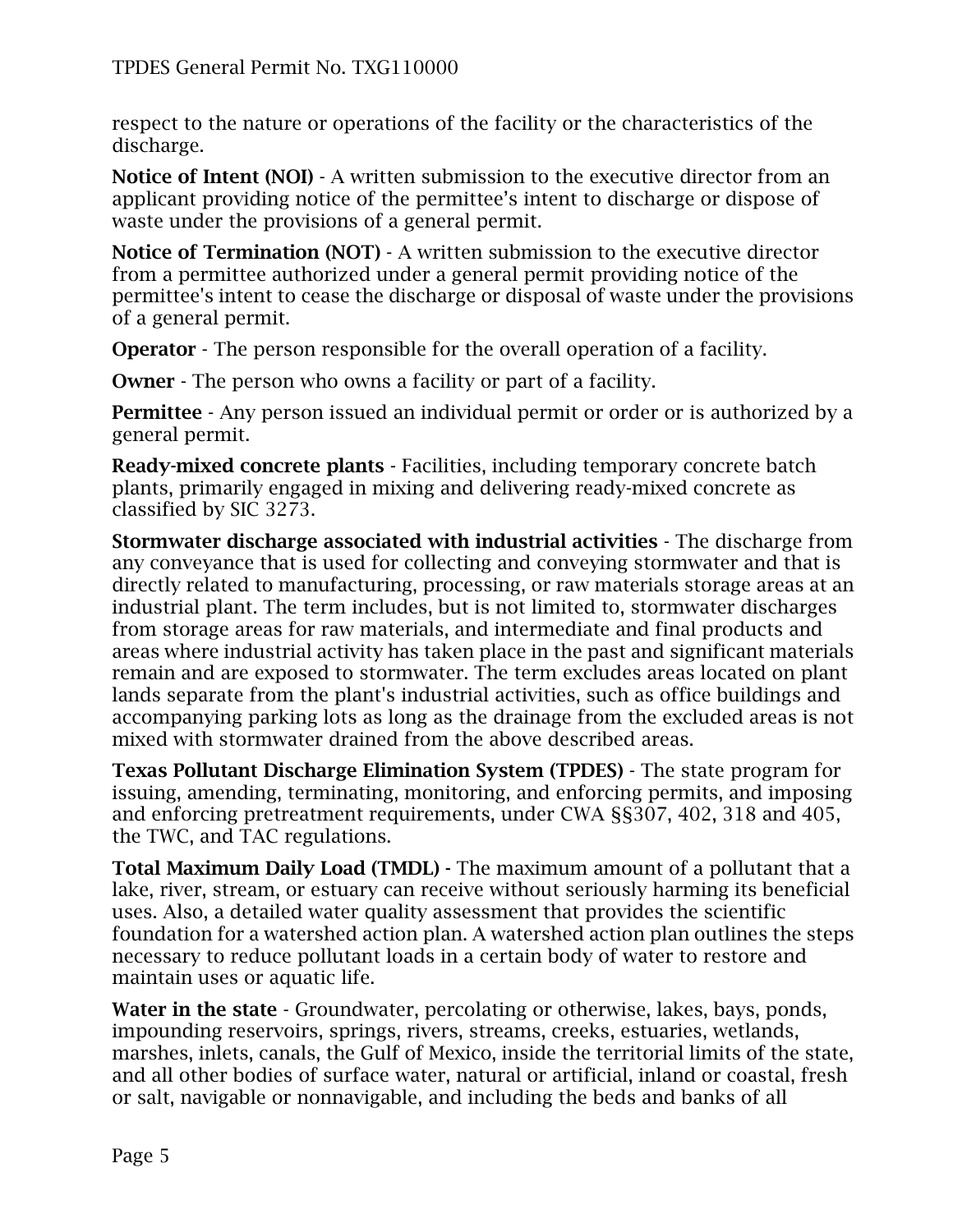respect to the nature or operations of the facility or the characteristics of the discharge.

**Notice of Intent (NOI)** - A written submission to the executive director from an applicant providing notice of the permittee's intent to discharge or dispose of waste under the provisions of a general permit.

**Notice of Termination (NOT)** - A written submission to the executive director from a permittee authorized under a general permit providing notice of the permittee's intent to cease the discharge or disposal of waste under the provisions of a general permit.

**Operator** - The person responsible for the overall operation of a facility.

**Owner** - The person who owns a facility or part of a facility.

**Permittee** - Any person issued an individual permit or order or is authorized by a general permit.

**Ready-mixed concrete plants** - Facilities, including temporary concrete batch plants, primarily engaged in mixing and delivering ready-mixed concrete as classified by SIC 3273.

**Stormwater discharge associated with industrial activities** - The discharge from any conveyance that is used for collecting and conveying stormwater and that is directly related to manufacturing, processing, or raw materials storage areas at an industrial plant. The term includes, but is not limited to, stormwater discharges from storage areas for raw materials, and intermediate and final products and areas where industrial activity has taken place in the past and significant materials remain and are exposed to stormwater. The term excludes areas located on plant lands separate from the plant's industrial activities, such as office buildings and accompanying parking lots as long as the drainage from the excluded areas is not mixed with stormwater drained from the above described areas.

**Texas Pollutant Discharge Elimination System (TPDES)** - The state program for issuing, amending, terminating, monitoring, and enforcing permits, and imposing and enforcing pretreatment requirements, under CWA §§307, 402, 318 and 405, the TWC, and TAC regulations.

**Total Maximum Daily Load (TMDL)** - The maximum amount of a pollutant that a lake, river, stream, or estuary can receive without seriously harming its beneficial uses. Also, a detailed water quality assessment that provides the scientific foundation for a watershed action plan. A watershed action plan outlines the steps necessary to reduce pollutant loads in a certain body of water to restore and maintain uses or aquatic life.

**Water in the state** - Groundwater, percolating or otherwise, lakes, bays, ponds, impounding reservoirs, springs, rivers, streams, creeks, estuaries, wetlands, marshes, inlets, canals, the Gulf of Mexico, inside the territorial limits of the state, and all other bodies of surface water, natural or artificial, inland or coastal, fresh or salt, navigable or nonnavigable, and including the beds and banks of all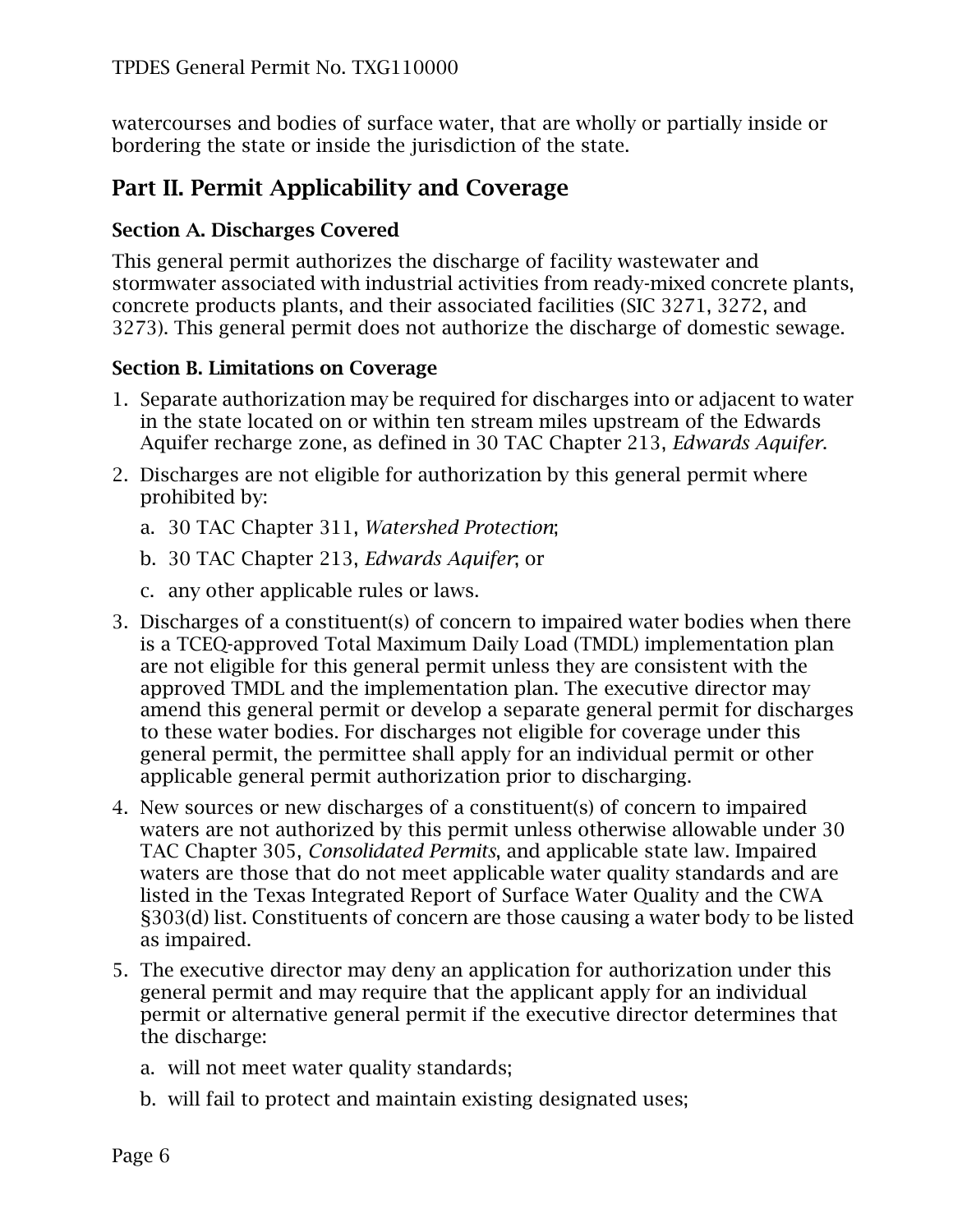watercourses and bodies of surface water, that are wholly or partially inside or bordering the state or inside the jurisdiction of the state.

## Part II. Permit Applicability and Coverage

### Section A. Discharges Covered

This general permit authorizes the discharge of facility wastewater and stormwater associated with industrial activities from ready-mixed concrete plants, concrete products plants, and their associated facilities (SIC 3271, 3272, and 3273). This general permit does not authorize the discharge of domestic sewage.

### Section B. Limitations on Coverage

1. Separate authorization may be required for discharges into or adjacent to water in the state located on or within ten stream miles upstream of the Edwards Aquifer recharge zone, as defined in 30 TAC Chapter 213, *Edwards Aquifer*.
2. Discharges are not eligible for authorization by this general permit where prohibited by:
   a. 30 TAC Chapter 311, *Watershed Protection*;
   b. 30 TAC Chapter 213, *Edwards Aquifer*; or
   c. any other applicable rules or laws.
3. Discharges of a constituent(s) of concern to impaired water bodies when there is a TCEQ-approved Total Maximum Daily Load (TMDL) implementation plan are not eligible for this general permit unless they are consistent with the approved TMDL and the implementation plan. The executive director may amend this general permit or develop a separate general permit for discharges to these water bodies. For discharges not eligible for coverage under this general permit, the permittee shall apply for an individual permit or other applicable general permit authorization prior to discharging.
4. New sources or new discharges of a constituent(s) of concern to impaired waters are not authorized by this permit unless otherwise allowable under 30 TAC Chapter 305, *Consolidated Permits*, and applicable state law. Impaired waters are those that do not meet applicable water quality standards and are listed in the Texas Integrated Report of Surface Water Quality and the CWA §303(d) list. Constituents of concern are those causing a water body to be listed as impaired.
5. The executive director may deny an application for authorization under this general permit and may require that the applicant apply for an individual permit or alternative general permit if the executive director determines that the discharge:
   a. will not meet water quality standards;
   b. will fail to protect and maintain existing designated uses;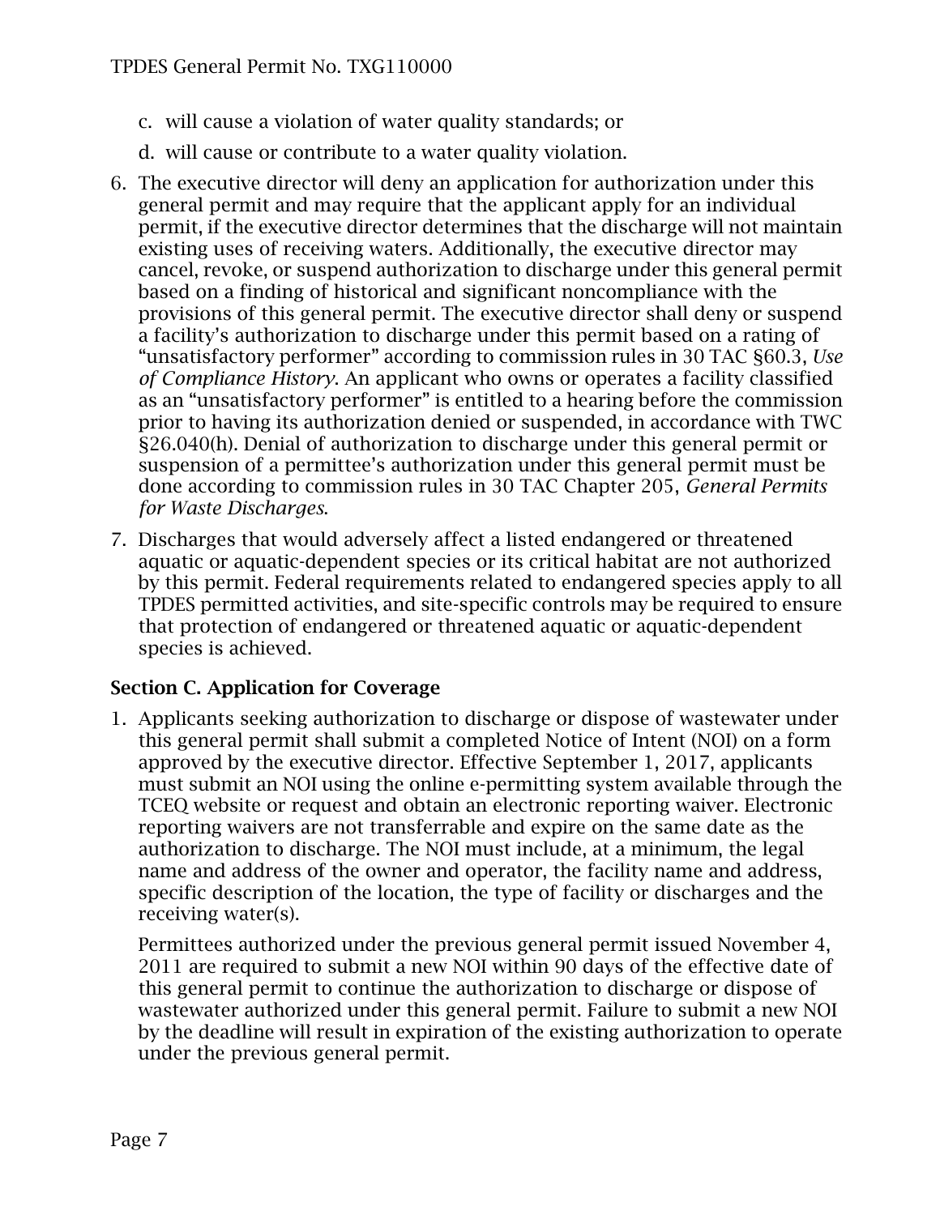c. will cause a violation of water quality standards; or

d. will cause or contribute to a water quality violation.

6. The executive director will deny an application for authorization under this general permit and may require that the applicant apply for an individual permit, if the executive director determines that the discharge will not maintain existing uses of receiving waters. Additionally, the executive director may cancel, revoke, or suspend authorization to discharge under this general permit based on a finding of historical and significant noncompliance with the provisions of this general permit. The executive director shall deny or suspend a facility's authorization to discharge under this permit based on a rating of "unsatisfactory performer" according to commission rules in 30 TAC §60.3, *Use of Compliance History*. An applicant who owns or operates a facility classified as an "unsatisfactory performer" is entitled to a hearing before the commission prior to having its authorization denied or suspended, in accordance with TWC §26.040(h). Denial of authorization to discharge under this general permit or suspension of a permittee's authorization under this general permit must be done according to commission rules in 30 TAC Chapter 205, *General Permits for Waste Discharges*.

7. Discharges that would adversely affect a listed endangered or threatened aquatic or aquatic-dependent species or its critical habitat are not authorized by this permit. Federal requirements related to endangered species apply to all TPDES permitted activities, and site-specific controls may be required to ensure that protection of endangered or threatened aquatic or aquatic-dependent species is achieved.

### Section C. Application for Coverage

1. Applicants seeking authorization to discharge or dispose of wastewater under this general permit shall submit a completed Notice of Intent (NOI) on a form approved by the executive director. Effective September 1, 2017, applicants must submit an NOI using the online e-permitting system available through the TCEQ website or request and obtain an electronic reporting waiver. Electronic reporting waivers are not transferrable and expire on the same date as the authorization to discharge. The NOI must include, at a minimum, the legal name and address of the owner and operator, the facility name and address, specific description of the location, the type of facility or discharges and the receiving water(s).

   Permittees authorized under the previous general permit issued November 4, 2011 are required to submit a new NOI within 90 days of the effective date of this general permit to continue the authorization to discharge or dispose of wastewater authorized under this general permit. Failure to submit a new NOI by the deadline will result in expiration of the existing authorization to operate under the previous general permit.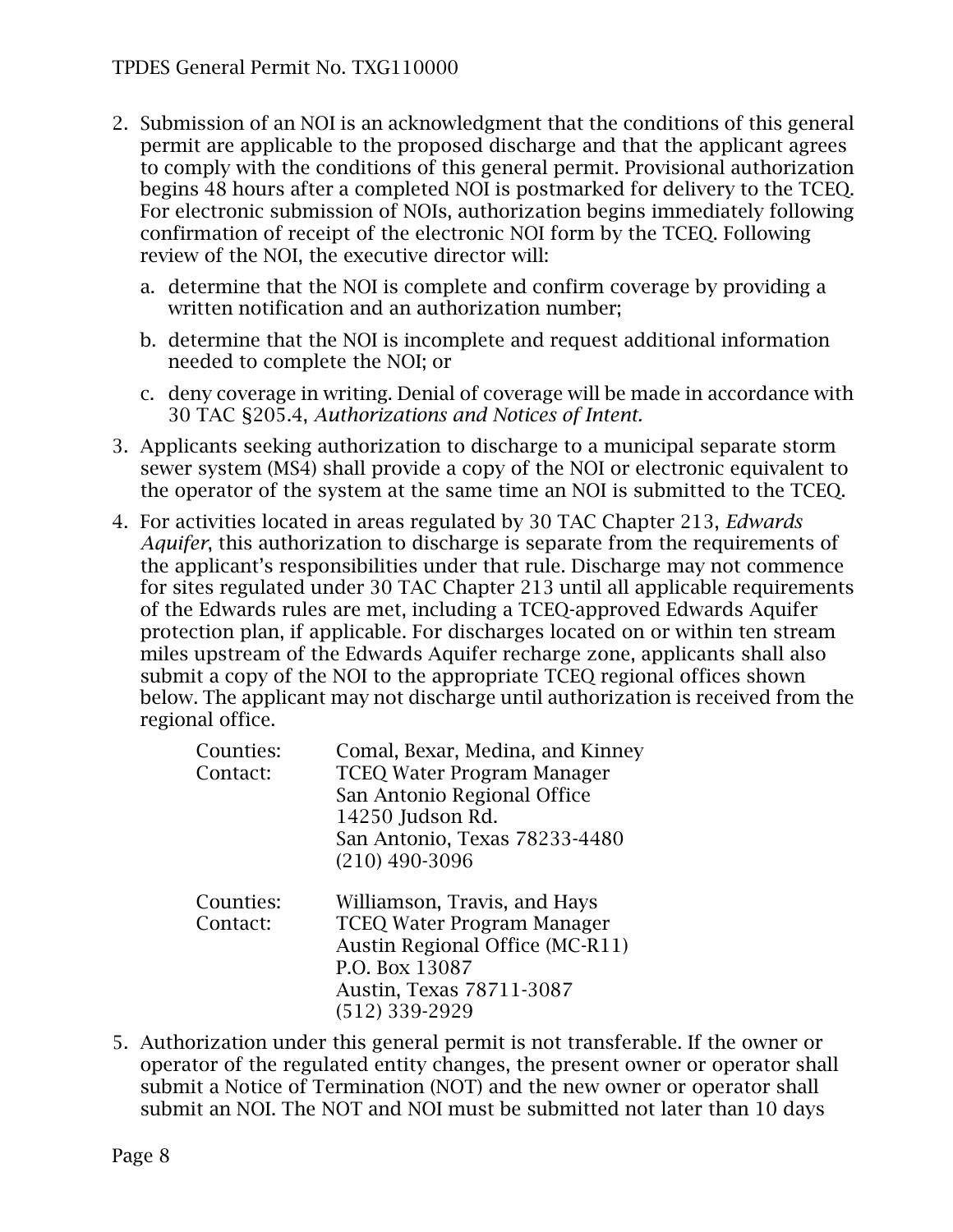2. Submission of an NOI is an acknowledgment that the conditions of this general permit are applicable to the proposed discharge and that the applicant agrees to comply with the conditions of this general permit. Provisional authorization begins 48 hours after a completed NOI is postmarked for delivery to the TCEQ. For electronic submission of NOIs, authorization begins immediately following confirmation of receipt of the electronic NOI form by the TCEQ. Following review of the NOI, the executive director will:

   a. determine that the NOI is complete and confirm coverage by providing a written notification and an authorization number;

   b. determine that the NOI is incomplete and request additional information needed to complete the NOI; or

   c. deny coverage in writing. Denial of coverage will be made in accordance with 30 TAC §205.4, *Authorizations and Notices of Intent.*

3. Applicants seeking authorization to discharge to a municipal separate storm sewer system (MS4) shall provide a copy of the NOI or electronic equivalent to the operator of the system at the same time an NOI is submitted to the TCEQ.

4. For activities located in areas regulated by 30 TAC Chapter 213, *Edwards Aquifer*, this authorization to discharge is separate from the requirements of the applicant's responsibilities under that rule. Discharge may not commence for sites regulated under 30 TAC Chapter 213 until all applicable requirements of the Edwards rules are met, including a TCEQ-approved Edwards Aquifer protection plan, if applicable. For discharges located on or within ten stream miles upstream of the Edwards Aquifer recharge zone, applicants shall also submit a copy of the NOI to the appropriate TCEQ regional offices shown below. The applicant may not discharge until authorization is received from the regional office.

   Counties: Comal, Bexar, Medina, and Kinney
   Contact: TCEQ Water Program Manager
   San Antonio Regional Office
   14250 Judson Rd.
   San Antonio, Texas 78233-4480
   (210) 490-3096

   Counties: Williamson, Travis, and Hays
   Contact: TCEQ Water Program Manager
   Austin Regional Office (MC-R11)
   P.O. Box 13087
   Austin, Texas 78711-3087
   (512) 339-2929

5. Authorization under this general permit is not transferable. If the owner or operator of the regulated entity changes, the present owner or operator shall submit a Notice of Termination (NOT) and the new owner or operator shall submit an NOI. The NOT and NOI must be submitted not later than 10 days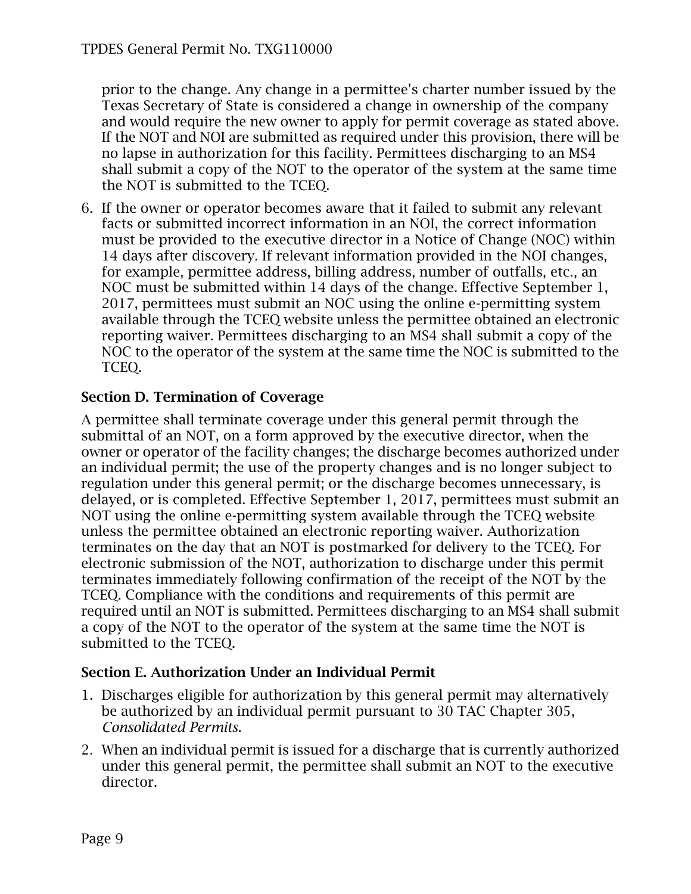prior to the change. Any change in a permittee's charter number issued by the Texas Secretary of State is considered a change in ownership of the company and would require the new owner to apply for permit coverage as stated above. If the NOT and NOI are submitted as required under this provision, there will be no lapse in authorization for this facility. Permittees discharging to an MS4 shall submit a copy of the NOT to the operator of the system at the same time the NOT is submitted to the TCEQ.

6. If the owner or operator becomes aware that it failed to submit any relevant facts or submitted incorrect information in an NOI, the correct information must be provided to the executive director in a Notice of Change (NOC) within 14 days after discovery. If relevant information provided in the NOI changes, for example, permittee address, billing address, number of outfalls, etc., an NOC must be submitted within 14 days of the change. Effective September 1, 2017, permittees must submit an NOC using the online e-permitting system available through the TCEQ website unless the permittee obtained an electronic reporting waiver. Permittees discharging to an MS4 shall submit a copy of the NOC to the operator of the system at the same time the NOC is submitted to the TCEQ.

## Section D. Termination of Coverage

A permittee shall terminate coverage under this general permit through the submittal of an NOT, on a form approved by the executive director, when the owner or operator of the facility changes; the discharge becomes authorized under an individual permit; the use of the property changes and is no longer subject to regulation under this general permit; or the discharge becomes unnecessary, is delayed, or is completed. Effective September 1, 2017, permittees must submit an NOT using the online e-permitting system available through the TCEQ website unless the permittee obtained an electronic reporting waiver. Authorization terminates on the day that an NOT is postmarked for delivery to the TCEQ. For electronic submission of the NOT, authorization to discharge under this permit terminates immediately following confirmation of the receipt of the NOT by the TCEQ. Compliance with the conditions and requirements of this permit are required until an NOT is submitted. Permittees discharging to an MS4 shall submit a copy of the NOT to the operator of the system at the same time the NOT is submitted to the TCEQ.

## Section E. Authorization Under an Individual Permit

1. Discharges eligible for authorization by this general permit may alternatively be authorized by an individual permit pursuant to 30 TAC Chapter 305, *Consolidated Permits*.
2. When an individual permit is issued for a discharge that is currently authorized under this general permit, the permittee shall submit an NOT to the executive director.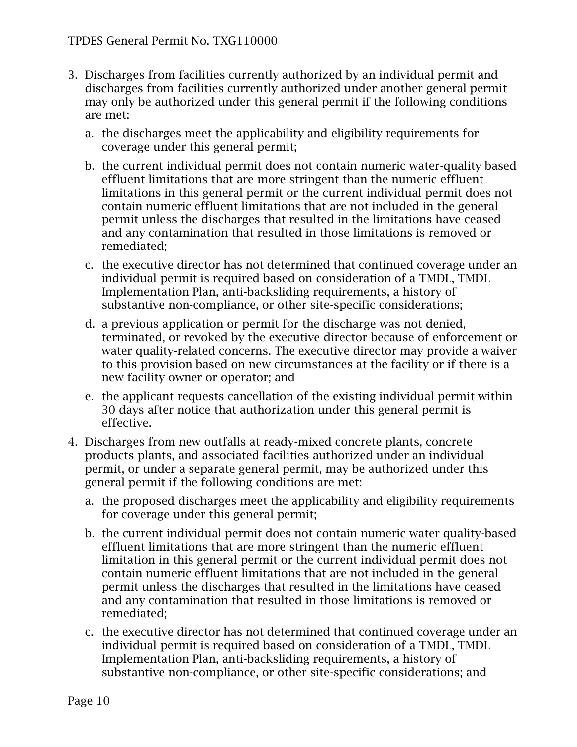3. Discharges from facilities currently authorized by an individual permit and discharges from facilities currently authorized under another general permit may only be authorized under this general permit if the following conditions are met:

   a. the discharges meet the applicability and eligibility requirements for coverage under this general permit;

   b. the current individual permit does not contain numeric water-quality based effluent limitations that are more stringent than the numeric effluent limitations in this general permit or the current individual permit does not contain numeric effluent limitations that are not included in the general permit unless the discharges that resulted in the limitations have ceased and any contamination that resulted in those limitations is removed or remediated;

   c. the executive director has not determined that continued coverage under an individual permit is required based on consideration of a TMDL, TMDL Implementation Plan, anti-backsliding requirements, a history of substantive non-compliance, or other site-specific considerations;

   d. a previous application or permit for the discharge was not denied, terminated, or revoked by the executive director because of enforcement or water quality-related concerns. The executive director may provide a waiver to this provision based on new circumstances at the facility or if there is a new facility owner or operator; and

   e. the applicant requests cancellation of the existing individual permit within 30 days after notice that authorization under this general permit is effective.

4. Discharges from new outfalls at ready-mixed concrete plants, concrete products plants, and associated facilities authorized under an individual permit, or under a separate general permit, may be authorized under this general permit if the following conditions are met:

   a. the proposed discharges meet the applicability and eligibility requirements for coverage under this general permit;

   b. the current individual permit does not contain numeric water quality-based effluent limitations that are more stringent than the numeric effluent limitation in this general permit or the current individual permit does not contain numeric effluent limitations that are not included in the general permit unless the discharges that resulted in the limitations have ceased and any contamination that resulted in those limitations is removed or remediated;

   c. the executive director has not determined that continued coverage under an individual permit is required based on consideration of a TMDL, TMDL Implementation Plan, anti-backsliding requirements, a history of substantive non-compliance, or other site-specific considerations; and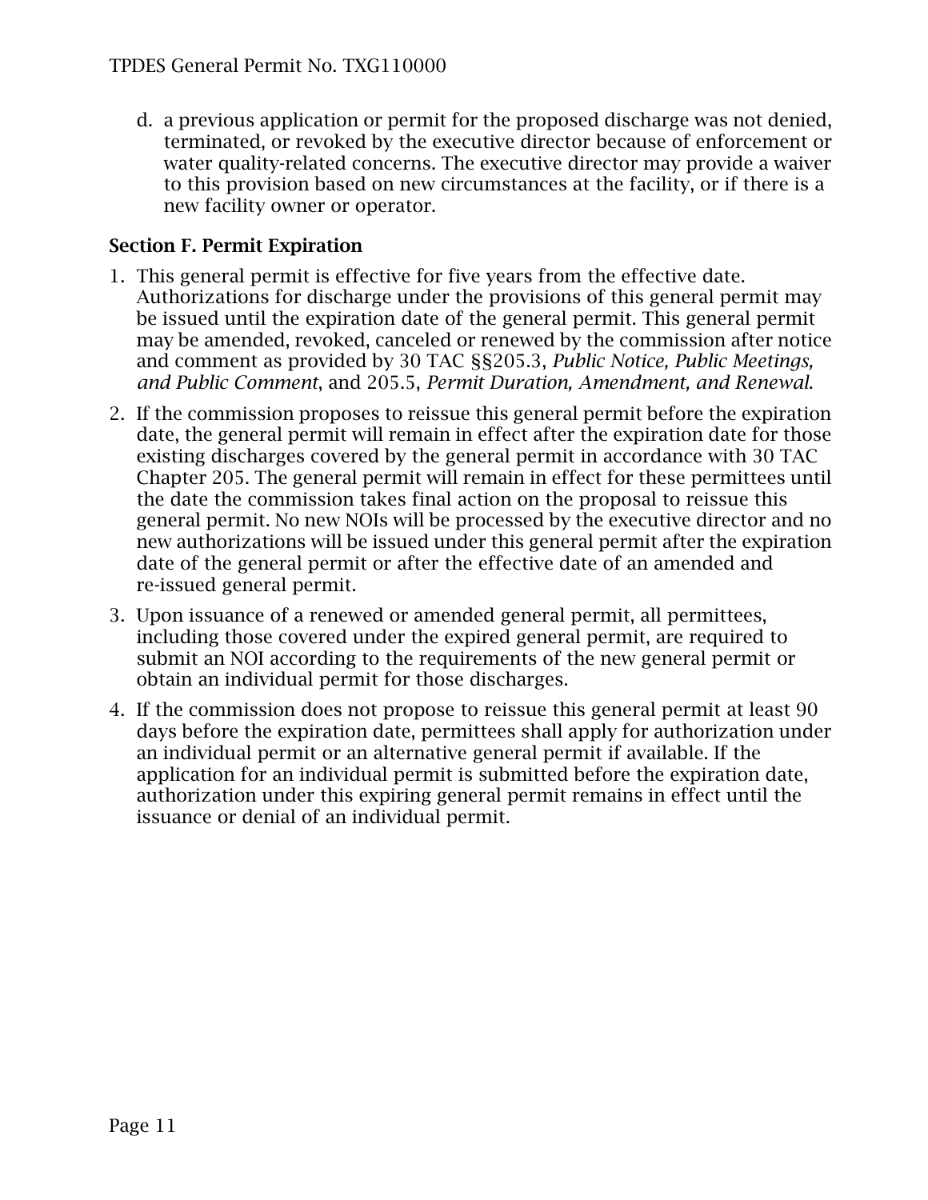d. a previous application or permit for the proposed discharge was not denied, terminated, or revoked by the executive director because of enforcement or water quality-related concerns. The executive director may provide a waiver to this provision based on new circumstances at the facility, or if there is a new facility owner or operator.

### Section F. Permit Expiration

1. This general permit is effective for five years from the effective date. Authorizations for discharge under the provisions of this general permit may be issued until the expiration date of the general permit. This general permit may be amended, revoked, canceled or renewed by the commission after notice and comment as provided by 30 TAC §§205.3, *Public Notice, Public Meetings, and Public Comment*, and 205.5, *Permit Duration, Amendment, and Renewal*.
2. If the commission proposes to reissue this general permit before the expiration date, the general permit will remain in effect after the expiration date for those existing discharges covered by the general permit in accordance with 30 TAC Chapter 205. The general permit will remain in effect for these permittees until the date the commission takes final action on the proposal to reissue this general permit. No new NOIs will be processed by the executive director and no new authorizations will be issued under this general permit after the expiration date of the general permit or after the effective date of an amended and re-issued general permit.
3. Upon issuance of a renewed or amended general permit, all permittees, including those covered under the expired general permit, are required to submit an NOI according to the requirements of the new general permit or obtain an individual permit for those discharges.
4. If the commission does not propose to reissue this general permit at least 90 days before the expiration date, permittees shall apply for authorization under an individual permit or an alternative general permit if available. If the application for an individual permit is submitted before the expiration date, authorization under this expiring general permit remains in effect until the issuance or denial of an individual permit.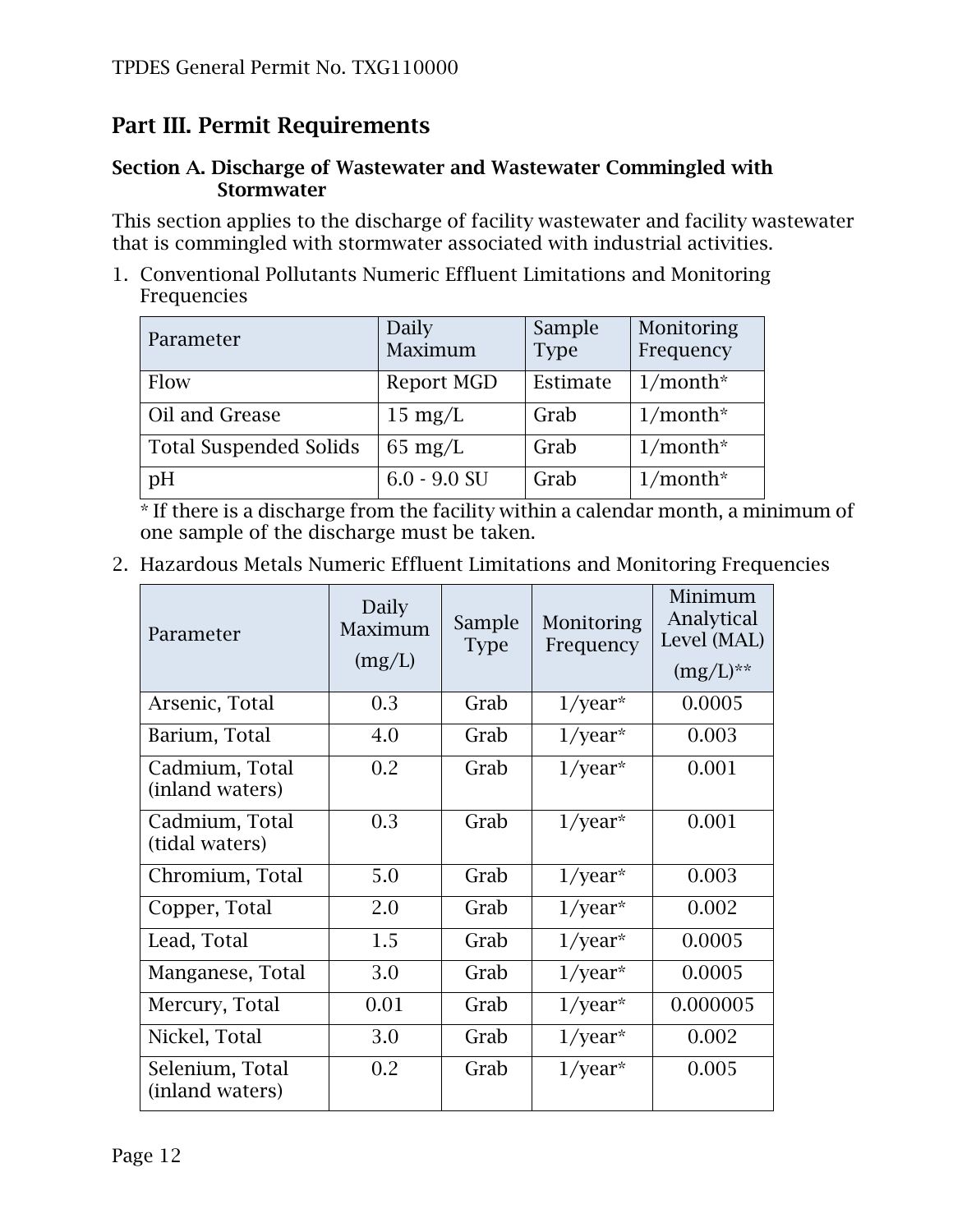## Part III. Permit Requirements

### Section A. Discharge of Wastewater and Wastewater Commingled with Stormwater

This section applies to the discharge of facility wastewater and facility wastewater that is commingled with stormwater associated with industrial activities.

1. Conventional Pollutants Numeric Effluent Limitations and Monitoring Frequencies

| Parameter | Daily Maximum | Sample Type | Monitoring Frequency |
|---|---|---|---|
| Flow | Report MGD | Estimate | 1/month* |
| Oil and Grease | 15 mg/L | Grab | 1/month* |
| Total Suspended Solids | 65 mg/L | Grab | 1/month* |
| pH | 6.0 - 9.0 SU | Grab | 1/month* |

\* If there is a discharge from the facility within a calendar month, a minimum of one sample of the discharge must be taken.

2. Hazardous Metals Numeric Effluent Limitations and Monitoring Frequencies

| Parameter | Daily Maximum (mg/L) | Sample Type | Monitoring Frequency | Minimum Analytical Level (MAL) (mg/L)** |
|---|---|---|---|---|
| Arsenic, Total | 0.3 | Grab | 1/year* | 0.0005 |
| Barium, Total | 4.0 | Grab | 1/year* | 0.003 |
| Cadmium, Total (inland waters) | 0.2 | Grab | 1/year* | 0.001 |
| Cadmium, Total (tidal waters) | 0.3 | Grab | 1/year* | 0.001 |
| Chromium, Total | 5.0 | Grab | 1/year* | 0.003 |
| Copper, Total | 2.0 | Grab | 1/year* | 0.002 |
| Lead, Total | 1.5 | Grab | 1/year* | 0.0005 |
| Manganese, Total | 3.0 | Grab | 1/year* | 0.0005 |
| Mercury, Total | 0.01 | Grab | 1/year* | 0.000005 |
| Nickel, Total | 3.0 | Grab | 1/year* | 0.002 |
| Selenium, Total (inland waters) | 0.2 | Grab | 1/year* | 0.005 |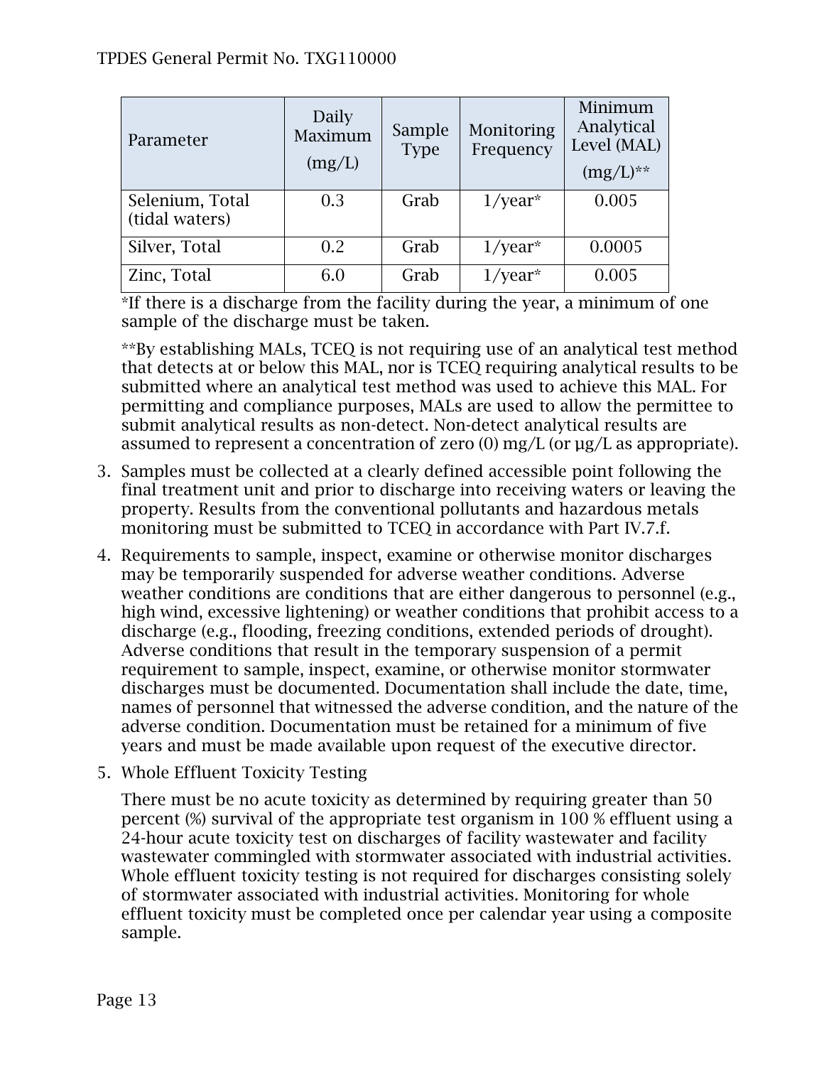| Parameter | Daily Maximum (mg/L) | Sample Type | Monitoring Frequency | Minimum Analytical Level (MAL) (mg/L)** |
|---|---|---|---|---|
| Selenium, Total (tidal waters) | 0.3 | Grab | 1/year* | 0.005 |
| Silver, Total | 0.2 | Grab | 1/year* | 0.0005 |
| Zinc, Total | 6.0 | Grab | 1/year* | 0.005 |

*If there is a discharge from the facility during the year, a minimum of one sample of the discharge must be taken.

**By establishing MALs, TCEQ is not requiring use of an analytical test method that detects at or below this MAL, nor is TCEQ requiring analytical results to be submitted where an analytical test method was used to achieve this MAL. For permitting and compliance purposes, MALs are used to allow the permittee to submit analytical results as non-detect. Non-detect analytical results are assumed to represent a concentration of zero (0) mg/L (or µg/L as appropriate).

3. Samples must be collected at a clearly defined accessible point following the final treatment unit and prior to discharge into receiving waters or leaving the property. Results from the conventional pollutants and hazardous metals monitoring must be submitted to TCEQ in accordance with Part IV.7.f.

4. Requirements to sample, inspect, examine or otherwise monitor discharges may be temporarily suspended for adverse weather conditions. Adverse weather conditions are conditions that are either dangerous to personnel (e.g., high wind, excessive lightening) or weather conditions that prohibit access to a discharge (e.g., flooding, freezing conditions, extended periods of drought). Adverse conditions that result in the temporary suspension of a permit requirement to sample, inspect, examine, or otherwise monitor stormwater discharges must be documented. Documentation shall include the date, time, names of personnel that witnessed the adverse condition, and the nature of the adverse condition. Documentation must be retained for a minimum of five years and must be made available upon request of the executive director.

5. Whole Effluent Toxicity Testing

   There must be no acute toxicity as determined by requiring greater than 50 percent (%) survival of the appropriate test organism in 100 % effluent using a 24-hour acute toxicity test on discharges of facility wastewater and facility wastewater commingled with stormwater associated with industrial activities. Whole effluent toxicity testing is not required for discharges consisting solely of stormwater associated with industrial activities. Monitoring for whole effluent toxicity must be completed once per calendar year using a composite sample.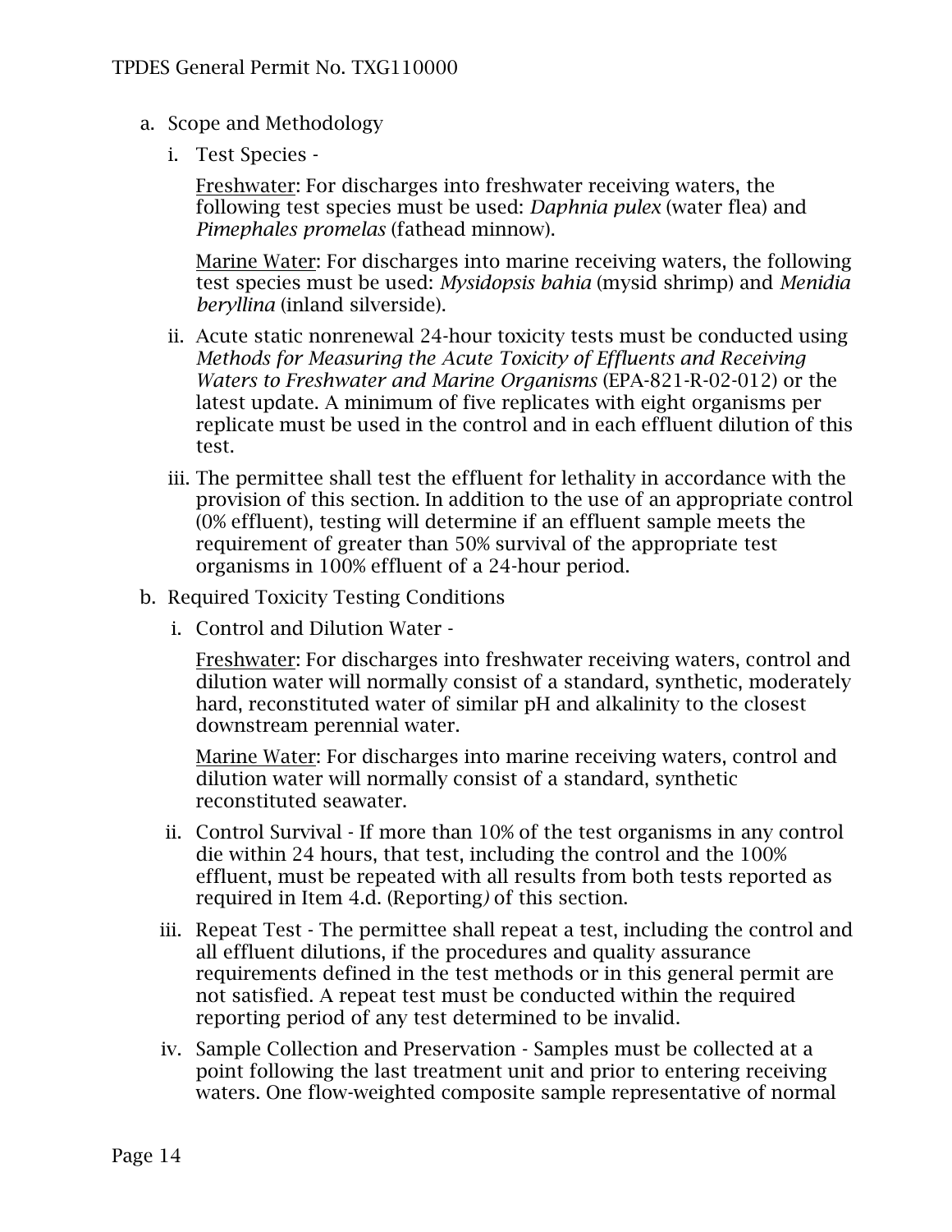a. Scope and Methodology

   i. Test Species -

      Freshwater: For discharges into freshwater receiving waters, the following test species must be used: *Daphnia pulex* (water flea) and *Pimephales promelas* (fathead minnow).

      Marine Water: For discharges into marine receiving waters, the following test species must be used: *Mysidopsis bahia* (mysid shrimp) and *Menidia beryllina* (inland silverside).

   ii. Acute static nonrenewal 24-hour toxicity tests must be conducted using *Methods for Measuring the Acute Toxicity of Effluents and Receiving Waters to Freshwater and Marine Organisms* (EPA-821-R-02-012) or the latest update. A minimum of five replicates with eight organisms per replicate must be used in the control and in each effluent dilution of this test.

   iii. The permittee shall test the effluent for lethality in accordance with the provision of this section. In addition to the use of an appropriate control (0% effluent), testing will determine if an effluent sample meets the requirement of greater than 50% survival of the appropriate test organisms in 100% effluent of a 24-hour period.

b. Required Toxicity Testing Conditions

   i. Control and Dilution Water -

      Freshwater: For discharges into freshwater receiving waters, control and dilution water will normally consist of a standard, synthetic, moderately hard, reconstituted water of similar pH and alkalinity to the closest downstream perennial water.

      Marine Water: For discharges into marine receiving waters, control and dilution water will normally consist of a standard, synthetic reconstituted seawater.

   ii. Control Survival - If more than 10% of the test organisms in any control die within 24 hours, that test, including the control and the 100% effluent, must be repeated with all results from both tests reported as required in Item 4.d. (Reporting) of this section.

   iii. Repeat Test - The permittee shall repeat a test, including the control and all effluent dilutions, if the procedures and quality assurance requirements defined in the test methods or in this general permit are not satisfied. A repeat test must be conducted within the required reporting period of any test determined to be invalid.

   iv. Sample Collection and Preservation - Samples must be collected at a point following the last treatment unit and prior to entering receiving waters. One flow-weighted composite sample representative of normal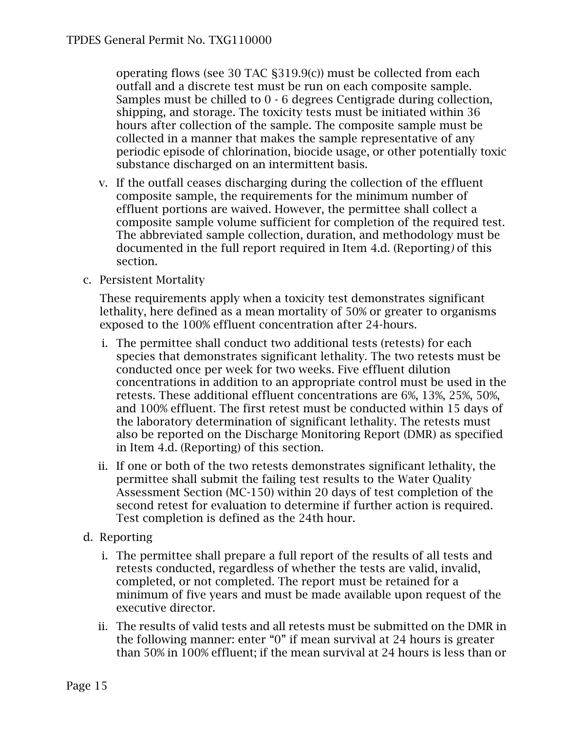operating flows (see 30 TAC §319.9(c)) must be collected from each outfall and a discrete test must be run on each composite sample. Samples must be chilled to 0 - 6 degrees Centigrade during collection, shipping, and storage. The toxicity tests must be initiated within 36 hours after collection of the sample. The composite sample must be collected in a manner that makes the sample representative of any periodic episode of chlorination, biocide usage, or other potentially toxic substance discharged on an intermittent basis.

v. If the outfall ceases discharging during the collection of the effluent composite sample, the requirements for the minimum number of effluent portions are waived. However, the permittee shall collect a composite sample volume sufficient for completion of the required test. The abbreviated sample collection, duration, and methodology must be documented in the full report required in Item 4.d. (Reporting*)* of this section.

c. Persistent Mortality

These requirements apply when a toxicity test demonstrates significant lethality, here defined as a mean mortality of 50% or greater to organisms exposed to the 100% effluent concentration after 24-hours.

i. The permittee shall conduct two additional tests (retests) for each species that demonstrates significant lethality. The two retests must be conducted once per week for two weeks. Five effluent dilution concentrations in addition to an appropriate control must be used in the retests. These additional effluent concentrations are 6%, 13%, 25%, 50%, and 100% effluent. The first retest must be conducted within 15 days of the laboratory determination of significant lethality. The retests must also be reported on the Discharge Monitoring Report (DMR) as specified in Item 4.d. (Reporting) of this section.

ii. If one or both of the two retests demonstrates significant lethality, the permittee shall submit the failing test results to the Water Quality Assessment Section (MC-150) within 20 days of test completion of the second retest for evaluation to determine if further action is required. Test completion is defined as the 24th hour.

d. Reporting

i. The permittee shall prepare a full report of the results of all tests and retests conducted, regardless of whether the tests are valid, invalid, completed, or not completed. The report must be retained for a minimum of five years and must be made available upon request of the executive director.

ii. The results of valid tests and all retests must be submitted on the DMR in the following manner: enter "0" if mean survival at 24 hours is greater than 50% in 100% effluent; if the mean survival at 24 hours is less than or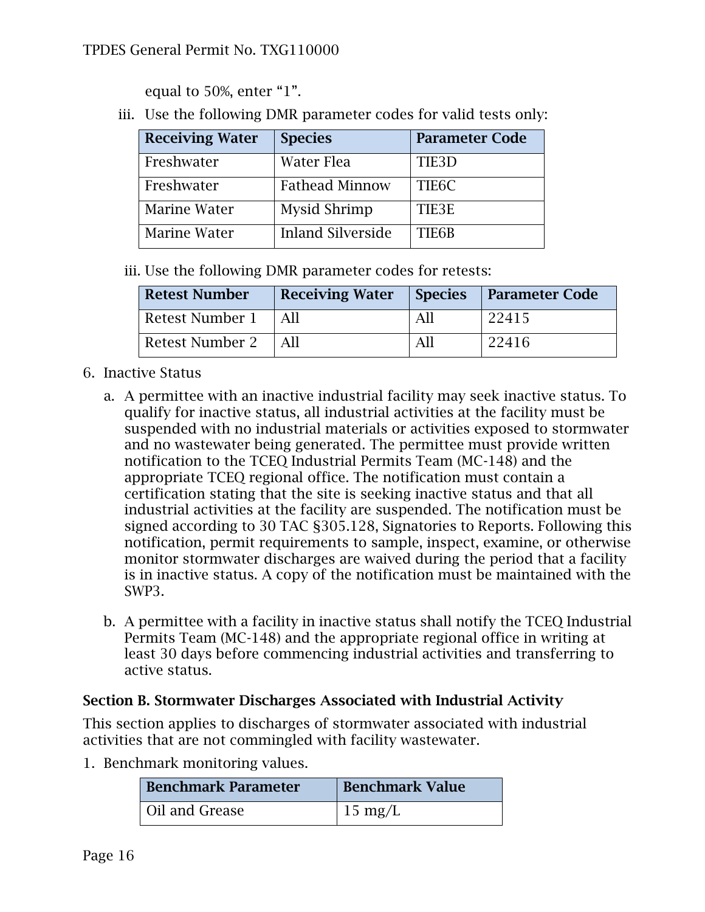equal to 50%, enter "1".

iii. Use the following DMR parameter codes for valid tests only:

| Receiving Water | Species | Parameter Code |
| --- | --- | --- |
| Freshwater | Water Flea | TIE3D |
| Freshwater | Fathead Minnow | TIE6C |
| Marine Water | Mysid Shrimp | TIE3E |
| Marine Water | Inland Silverside | TIE6B |

iii. Use the following DMR parameter codes for retests:

| Retest Number | Receiving Water | Species | Parameter Code |
| --- | --- | --- | --- |
| Retest Number 1 | All | All | 22415 |
| Retest Number 2 | All | All | 22416 |

6. Inactive Status

   a. A permittee with an inactive industrial facility may seek inactive status. To qualify for inactive status, all industrial activities at the facility must be suspended with no industrial materials or activities exposed to stormwater and no wastewater being generated. The permittee must provide written notification to the TCEQ Industrial Permits Team (MC-148) and the appropriate TCEQ regional office. The notification must contain a certification stating that the site is seeking inactive status and that all industrial activities at the facility are suspended. The notification must be signed according to 30 TAC §305.128, Signatories to Reports. Following this notification, permit requirements to sample, inspect, examine, or otherwise monitor stormwater discharges are waived during the period that a facility is in inactive status. A copy of the notification must be maintained with the SWP3.

   b. A permittee with a facility in inactive status shall notify the TCEQ Industrial Permits Team (MC-148) and the appropriate regional office in writing at least 30 days before commencing industrial activities and transferring to active status.

**Section B. Stormwater Discharges Associated with Industrial Activity**

This section applies to discharges of stormwater associated with industrial activities that are not commingled with facility wastewater.

1. Benchmark monitoring values.

| Benchmark Parameter | Benchmark Value |
| --- | --- |
| Oil and Grease | 15 mg/L |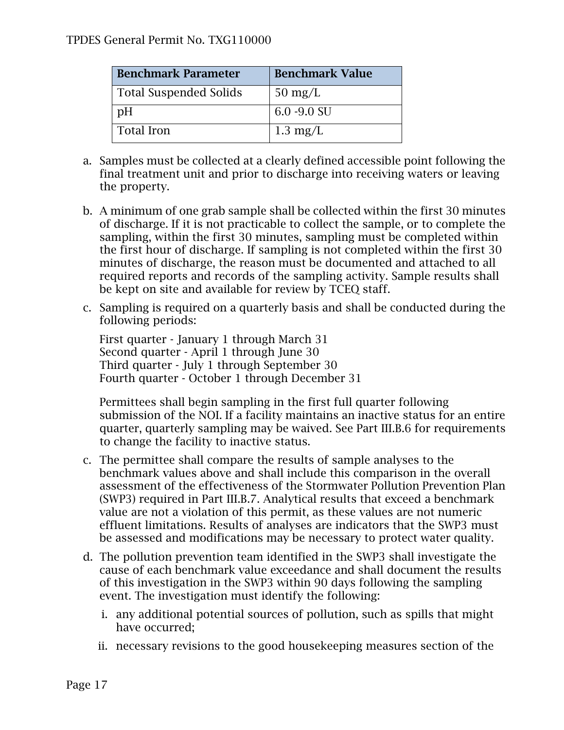| Benchmark Parameter | Benchmark Value |
|---|---|
| Total Suspended Solids | 50 mg/L |
| pH | 6.0 -9.0 SU |
| Total Iron | 1.3 mg/L |

a. Samples must be collected at a clearly defined accessible point following the final treatment unit and prior to discharge into receiving waters or leaving the property.

b. A minimum of one grab sample shall be collected within the first 30 minutes of discharge. If it is not practicable to collect the sample, or to complete the sampling, within the first 30 minutes, sampling must be completed within the first hour of discharge. If sampling is not completed within the first 30 minutes of discharge, the reason must be documented and attached to all required reports and records of the sampling activity. Sample results shall be kept on site and available for review by TCEQ staff.

c. Sampling is required on a quarterly basis and shall be conducted during the following periods:

   First quarter - January 1 through March 31
   Second quarter - April 1 through June 30
   Third quarter - July 1 through September 30
   Fourth quarter - October 1 through December 31

   Permittees shall begin sampling in the first full quarter following submission of the NOI. If a facility maintains an inactive status for an entire quarter, quarterly sampling may be waived. See Part III.B.6 for requirements to change the facility to inactive status.

c. The permittee shall compare the results of sample analyses to the benchmark values above and shall include this comparison in the overall assessment of the effectiveness of the Stormwater Pollution Prevention Plan (SWP3) required in Part III.B.7. Analytical results that exceed a benchmark value are not a violation of this permit, as these values are not numeric effluent limitations. Results of analyses are indicators that the SWP3 must be assessed and modifications may be necessary to protect water quality.

d. The pollution prevention team identified in the SWP3 shall investigate the cause of each benchmark value exceedance and shall document the results of this investigation in the SWP3 within 90 days following the sampling event. The investigation must identify the following:

   i. any additional potential sources of pollution, such as spills that might have occurred;

   ii. necessary revisions to the good housekeeping measures section of the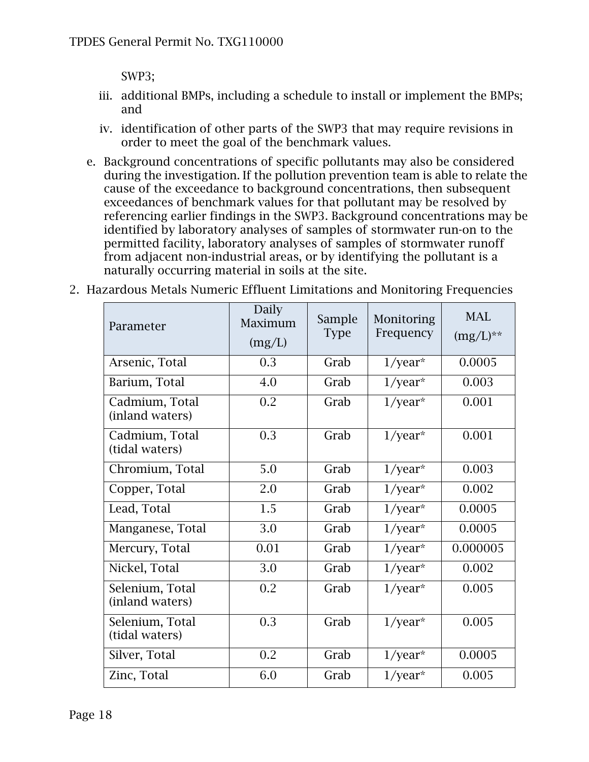SWP3;

iii. additional BMPs, including a schedule to install or implement the BMPs; and

iv. identification of other parts of the SWP3 that may require revisions in order to meet the goal of the benchmark values.

e. Background concentrations of specific pollutants may also be considered during the investigation. If the pollution prevention team is able to relate the cause of the exceedance to background concentrations, then subsequent exceedances of benchmark values for that pollutant may be resolved by referencing earlier findings in the SWP3. Background concentrations may be identified by laboratory analyses of samples of stormwater run-on to the permitted facility, laboratory analyses of samples of stormwater runoff from adjacent non-industrial areas, or by identifying the pollutant is a naturally occurring material in soils at the site.

2. Hazardous Metals Numeric Effluent Limitations and Monitoring Frequencies

| Parameter | Daily Maximum (mg/L) | Sample Type | Monitoring Frequency | MAL (mg/L)** |
|---|---|---|---|---|
| Arsenic, Total | 0.3 | Grab | 1/year* | 0.0005 |
| Barium, Total | 4.0 | Grab | 1/year* | 0.003 |
| Cadmium, Total (inland waters) | 0.2 | Grab | 1/year* | 0.001 |
| Cadmium, Total (tidal waters) | 0.3 | Grab | 1/year* | 0.001 |
| Chromium, Total | 5.0 | Grab | 1/year* | 0.003 |
| Copper, Total | 2.0 | Grab | 1/year* | 0.002 |
| Lead, Total | 1.5 | Grab | 1/year* | 0.0005 |
| Manganese, Total | 3.0 | Grab | 1/year* | 0.0005 |
| Mercury, Total | 0.01 | Grab | 1/year* | 0.000005 |
| Nickel, Total | 3.0 | Grab | 1/year* | 0.002 |
| Selenium, Total (inland waters) | 0.2 | Grab | 1/year* | 0.005 |
| Selenium, Total (tidal waters) | 0.3 | Grab | 1/year* | 0.005 |
| Silver, Total | 0.2 | Grab | 1/year* | 0.0005 |
| Zinc, Total | 6.0 | Grab | 1/year* | 0.005 |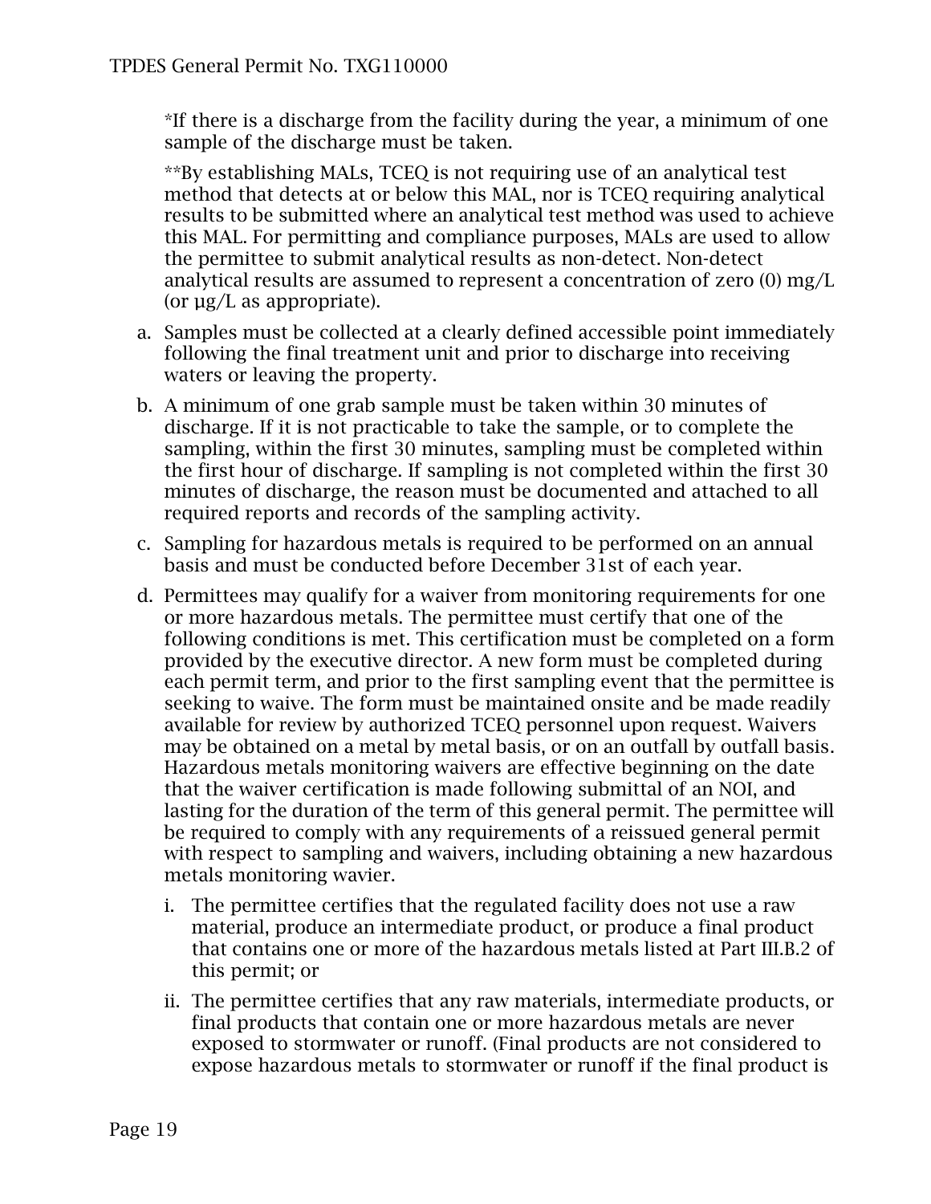*If there is a discharge from the facility during the year, a minimum of one sample of the discharge must be taken.

**By establishing MALs, TCEQ is not requiring use of an analytical test method that detects at or below this MAL, nor is TCEQ requiring analytical results to be submitted where an analytical test method was used to achieve this MAL. For permitting and compliance purposes, MALs are used to allow the permittee to submit analytical results as non-detect. Non-detect analytical results are assumed to represent a concentration of zero (0) mg/L (or µg/L as appropriate).

a. Samples must be collected at a clearly defined accessible point immediately following the final treatment unit and prior to discharge into receiving waters or leaving the property.

b. A minimum of one grab sample must be taken within 30 minutes of discharge. If it is not practicable to take the sample, or to complete the sampling, within the first 30 minutes, sampling must be completed within the first hour of discharge. If sampling is not completed within the first 30 minutes of discharge, the reason must be documented and attached to all required reports and records of the sampling activity.

c. Sampling for hazardous metals is required to be performed on an annual basis and must be conducted before December 31st of each year.

d. Permittees may qualify for a waiver from monitoring requirements for one or more hazardous metals. The permittee must certify that one of the following conditions is met. This certification must be completed on a form provided by the executive director. A new form must be completed during each permit term, and prior to the first sampling event that the permittee is seeking to waive. The form must be maintained onsite and be made readily available for review by authorized TCEQ personnel upon request. Waivers may be obtained on a metal by metal basis, or on an outfall by outfall basis. Hazardous metals monitoring waivers are effective beginning on the date that the waiver certification is made following submittal of an NOI, and lasting for the duration of the term of this general permit. The permittee will be required to comply with any requirements of a reissued general permit with respect to sampling and waivers, including obtaining a new hazardous metals monitoring wavier.

   i. The permittee certifies that the regulated facility does not use a raw material, produce an intermediate product, or produce a final product that contains one or more of the hazardous metals listed at Part III.B.2 of this permit; or

   ii. The permittee certifies that any raw materials, intermediate products, or final products that contain one or more hazardous metals are never exposed to stormwater or runoff. (Final products are not considered to expose hazardous metals to stormwater or runoff if the final product is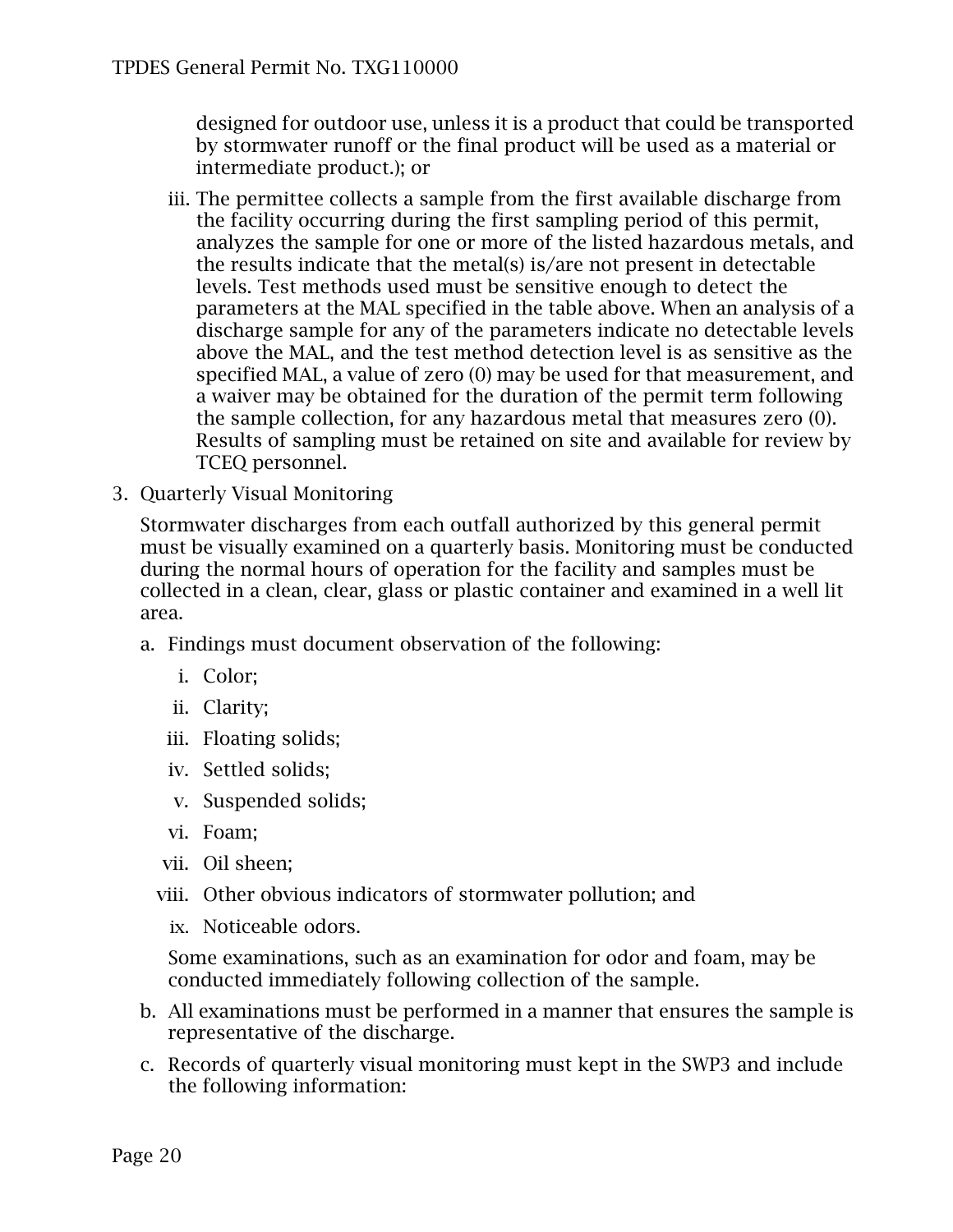designed for outdoor use, unless it is a product that could be transported by stormwater runoff or the final product will be used as a material or intermediate product.); or

iii. The permittee collects a sample from the first available discharge from the facility occurring during the first sampling period of this permit, analyzes the sample for one or more of the listed hazardous metals, and the results indicate that the metal(s) is/are not present in detectable levels. Test methods used must be sensitive enough to detect the parameters at the MAL specified in the table above. When an analysis of a discharge sample for any of the parameters indicate no detectable levels above the MAL, and the test method detection level is as sensitive as the specified MAL, a value of zero (0) may be used for that measurement, and a waiver may be obtained for the duration of the permit term following the sample collection, for any hazardous metal that measures zero (0). Results of sampling must be retained on site and available for review by TCEQ personnel.

3. Quarterly Visual Monitoring

   Stormwater discharges from each outfall authorized by this general permit must be visually examined on a quarterly basis. Monitoring must be conducted during the normal hours of operation for the facility and samples must be collected in a clean, clear, glass or plastic container and examined in a well lit area.

   a. Findings must document observation of the following:

      i. Color;
      ii. Clarity;
      iii. Floating solids;
      iv. Settled solids;
      v. Suspended solids;
      vi. Foam;
      vii. Oil sheen;
      viii. Other obvious indicators of stormwater pollution; and
      ix. Noticeable odors.

      Some examinations, such as an examination for odor and foam, may be conducted immediately following collection of the sample.

   b. All examinations must be performed in a manner that ensures the sample is representative of the discharge.

   c. Records of quarterly visual monitoring must kept in the SWP3 and include the following information: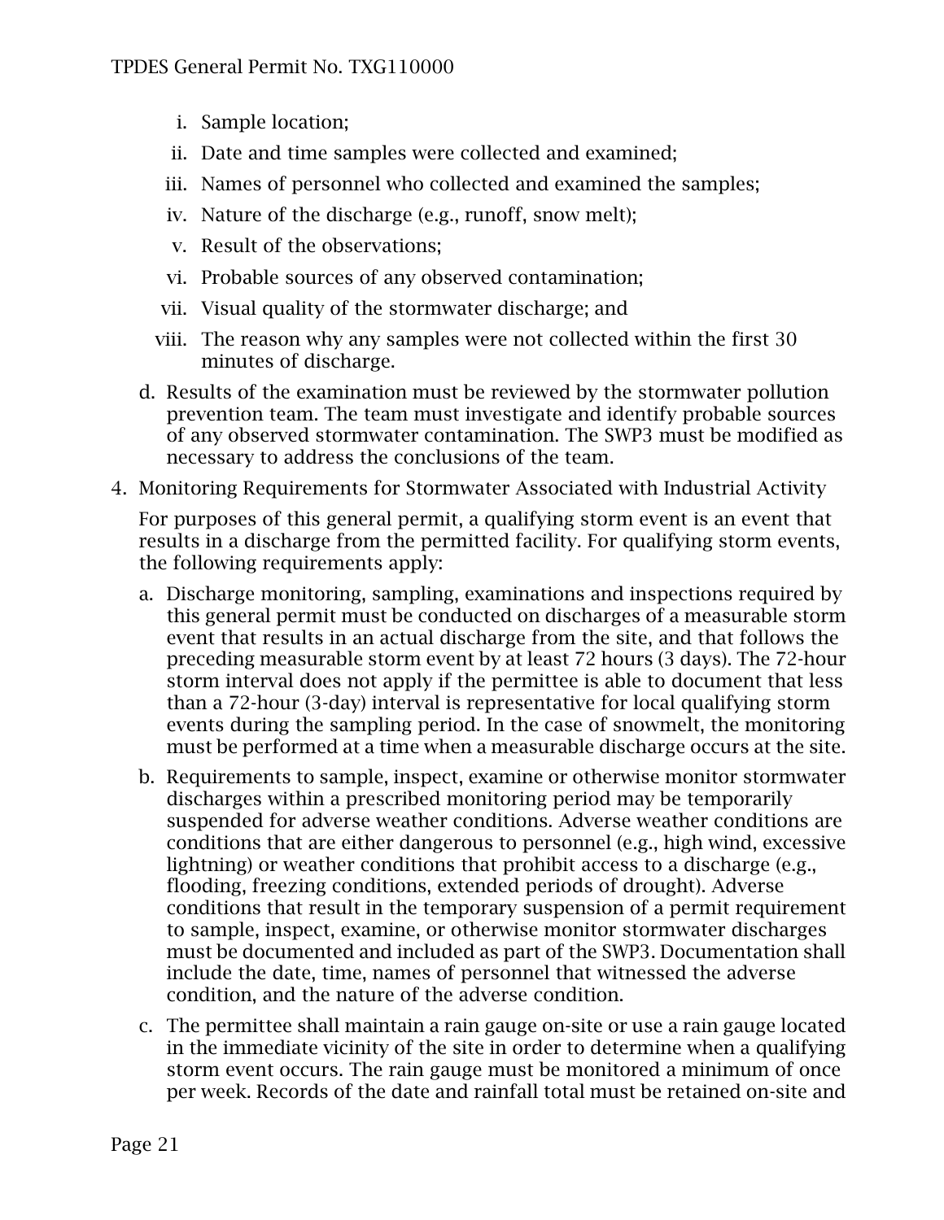i. Sample location;

ii. Date and time samples were collected and examined;

iii. Names of personnel who collected and examined the samples;

iv. Nature of the discharge (e.g., runoff, snow melt);

v. Result of the observations;

vi. Probable sources of any observed contamination;

vii. Visual quality of the stormwater discharge; and

viii. The reason why any samples were not collected within the first 30 minutes of discharge.

d. Results of the examination must be reviewed by the stormwater pollution prevention team. The team must investigate and identify probable sources of any observed stormwater contamination. The SWP3 must be modified as necessary to address the conclusions of the team.

4. Monitoring Requirements for Stormwater Associated with Industrial Activity

For purposes of this general permit, a qualifying storm event is an event that results in a discharge from the permitted facility. For qualifying storm events, the following requirements apply:

a. Discharge monitoring, sampling, examinations and inspections required by this general permit must be conducted on discharges of a measurable storm event that results in an actual discharge from the site, and that follows the preceding measurable storm event by at least 72 hours (3 days). The 72-hour storm interval does not apply if the permittee is able to document that less than a 72-hour (3-day) interval is representative for local qualifying storm events during the sampling period. In the case of snowmelt, the monitoring must be performed at a time when a measurable discharge occurs at the site.

b. Requirements to sample, inspect, examine or otherwise monitor stormwater discharges within a prescribed monitoring period may be temporarily suspended for adverse weather conditions. Adverse weather conditions are conditions that are either dangerous to personnel (e.g., high wind, excessive lightning) or weather conditions that prohibit access to a discharge (e.g., flooding, freezing conditions, extended periods of drought). Adverse conditions that result in the temporary suspension of a permit requirement to sample, inspect, examine, or otherwise monitor stormwater discharges must be documented and included as part of the SWP3. Documentation shall include the date, time, names of personnel that witnessed the adverse condition, and the nature of the adverse condition.

c. The permittee shall maintain a rain gauge on-site or use a rain gauge located in the immediate vicinity of the site in order to determine when a qualifying storm event occurs. The rain gauge must be monitored a minimum of once per week. Records of the date and rainfall total must be retained on-site and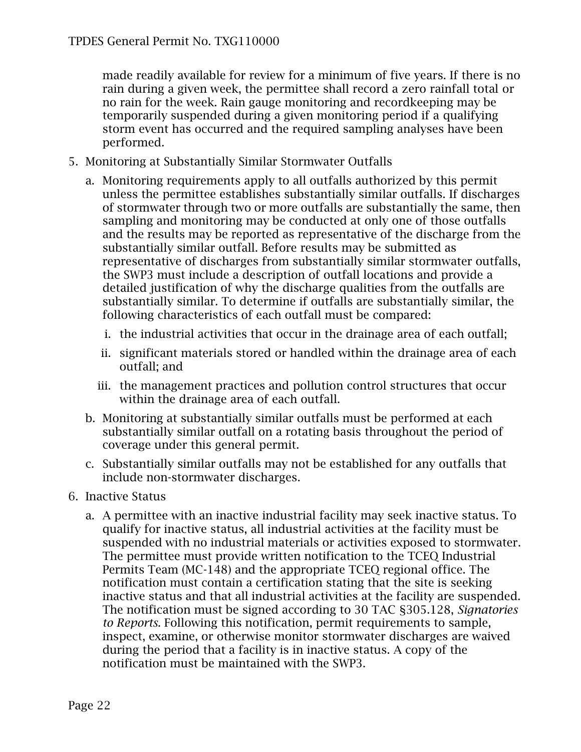made readily available for review for a minimum of five years. If there is no rain during a given week, the permittee shall record a zero rainfall total or no rain for the week. Rain gauge monitoring and recordkeeping may be temporarily suspended during a given monitoring period if a qualifying storm event has occurred and the required sampling analyses have been performed.

5. Monitoring at Substantially Similar Stormwater Outfalls

   a. Monitoring requirements apply to all outfalls authorized by this permit unless the permittee establishes substantially similar outfalls. If discharges of stormwater through two or more outfalls are substantially the same, then sampling and monitoring may be conducted at only one of those outfalls and the results may be reported as representative of the discharge from the substantially similar outfall. Before results may be submitted as representative of discharges from substantially similar stormwater outfalls, the SWP3 must include a description of outfall locations and provide a detailed justification of why the discharge qualities from the outfalls are substantially similar. To determine if outfalls are substantially similar, the following characteristics of each outfall must be compared:

      i. the industrial activities that occur in the drainage area of each outfall;

      ii. significant materials stored or handled within the drainage area of each outfall; and

      iii. the management practices and pollution control structures that occur within the drainage area of each outfall.

   b. Monitoring at substantially similar outfalls must be performed at each substantially similar outfall on a rotating basis throughout the period of coverage under this general permit.

   c. Substantially similar outfalls may not be established for any outfalls that include non-stormwater discharges.

6. Inactive Status

   a. A permittee with an inactive industrial facility may seek inactive status. To qualify for inactive status, all industrial activities at the facility must be suspended with no industrial materials or activities exposed to stormwater. The permittee must provide written notification to the TCEQ Industrial Permits Team (MC-148) and the appropriate TCEQ regional office. The notification must contain a certification stating that the site is seeking inactive status and that all industrial activities at the facility are suspended. The notification must be signed according to 30 TAC §305.128, *Signatories to Reports*. Following this notification, permit requirements to sample, inspect, examine, or otherwise monitor stormwater discharges are waived during the period that a facility is in inactive status. A copy of the notification must be maintained with the SWP3.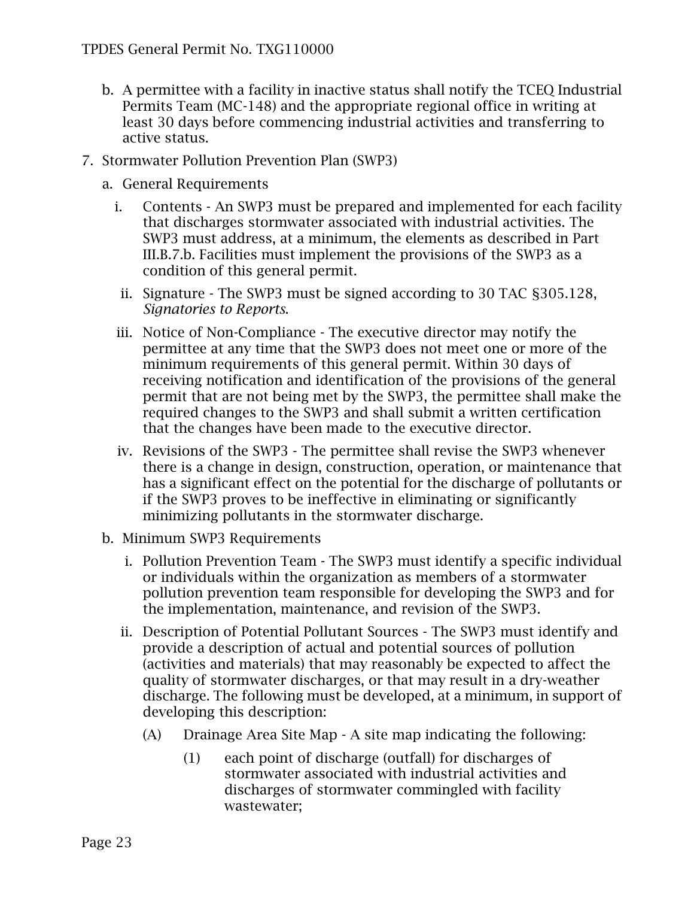b. A permittee with a facility in inactive status shall notify the TCEQ Industrial Permits Team (MC-148) and the appropriate regional office in writing at least 30 days before commencing industrial activities and transferring to active status.

7. Stormwater Pollution Prevention Plan (SWP3)

   a. General Requirements

      i. Contents - An SWP3 must be prepared and implemented for each facility that discharges stormwater associated with industrial activities. The SWP3 must address, at a minimum, the elements as described in Part III.B.7.b. Facilities must implement the provisions of the SWP3 as a condition of this general permit.

      ii. Signature - The SWP3 must be signed according to 30 TAC §305.128, *Signatories to Reports*.

      iii. Notice of Non-Compliance - The executive director may notify the permittee at any time that the SWP3 does not meet one or more of the minimum requirements of this general permit. Within 30 days of receiving notification and identification of the provisions of the general permit that are not being met by the SWP3, the permittee shall make the required changes to the SWP3 and shall submit a written certification that the changes have been made to the executive director.

      iv. Revisions of the SWP3 - The permittee shall revise the SWP3 whenever there is a change in design, construction, operation, or maintenance that has a significant effect on the potential for the discharge of pollutants or if the SWP3 proves to be ineffective in eliminating or significantly minimizing pollutants in the stormwater discharge.

   b. Minimum SWP3 Requirements

      i. Pollution Prevention Team - The SWP3 must identify a specific individual or individuals within the organization as members of a stormwater pollution prevention team responsible for developing the SWP3 and for the implementation, maintenance, and revision of the SWP3.

      ii. Description of Potential Pollutant Sources - The SWP3 must identify and provide a description of actual and potential sources of pollution (activities and materials) that may reasonably be expected to affect the quality of stormwater discharges, or that may result in a dry-weather discharge. The following must be developed, at a minimum, in support of developing this description:

         (A) Drainage Area Site Map - A site map indicating the following:

            (1) each point of discharge (outfall) for discharges of stormwater associated with industrial activities and discharges of stormwater commingled with facility wastewater;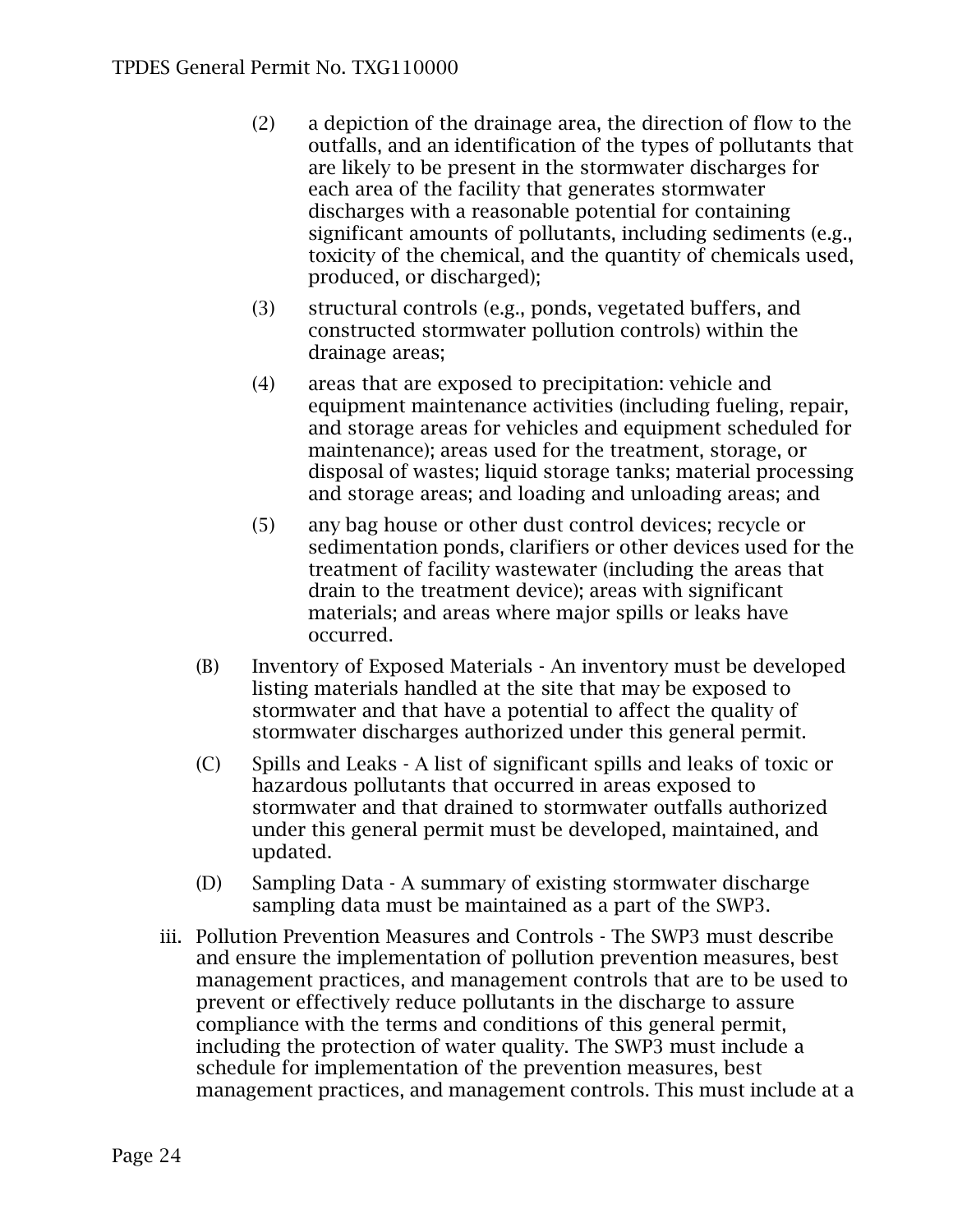(2) a depiction of the drainage area, the direction of flow to the outfalls, and an identification of the types of pollutants that are likely to be present in the stormwater discharges for each area of the facility that generates stormwater discharges with a reasonable potential for containing significant amounts of pollutants, including sediments (e.g., toxicity of the chemical, and the quantity of chemicals used, produced, or discharged);

(3) structural controls (e.g., ponds, vegetated buffers, and constructed stormwater pollution controls) within the drainage areas;

(4) areas that are exposed to precipitation: vehicle and equipment maintenance activities (including fueling, repair, and storage areas for vehicles and equipment scheduled for maintenance); areas used for the treatment, storage, or disposal of wastes; liquid storage tanks; material processing and storage areas; and loading and unloading areas; and

(5) any bag house or other dust control devices; recycle or sedimentation ponds, clarifiers or other devices used for the treatment of facility wastewater (including the areas that drain to the treatment device); areas with significant materials; and areas where major spills or leaks have occurred.

(B) Inventory of Exposed Materials - An inventory must be developed listing materials handled at the site that may be exposed to stormwater and that have a potential to affect the quality of stormwater discharges authorized under this general permit.

(C) Spills and Leaks - A list of significant spills and leaks of toxic or hazardous pollutants that occurred in areas exposed to stormwater and that drained to stormwater outfalls authorized under this general permit must be developed, maintained, and updated.

(D) Sampling Data - A summary of existing stormwater discharge sampling data must be maintained as a part of the SWP3.

iii. Pollution Prevention Measures and Controls - The SWP3 must describe and ensure the implementation of pollution prevention measures, best management practices, and management controls that are to be used to prevent or effectively reduce pollutants in the discharge to assure compliance with the terms and conditions of this general permit, including the protection of water quality. The SWP3 must include a schedule for implementation of the prevention measures, best management practices, and management controls. This must include at a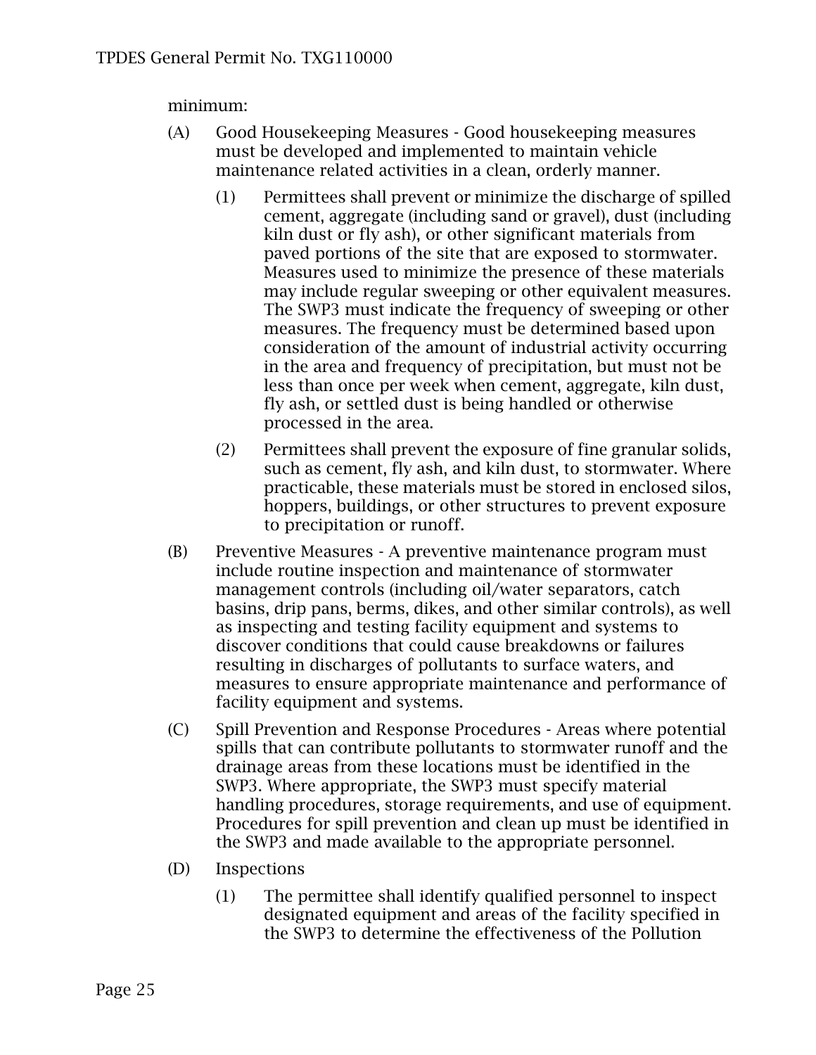minimum:

(A) Good Housekeeping Measures - Good housekeeping measures must be developed and implemented to maintain vehicle maintenance related activities in a clean, orderly manner.

  (1) Permittees shall prevent or minimize the discharge of spilled cement, aggregate (including sand or gravel), dust (including kiln dust or fly ash), or other significant materials from paved portions of the site that are exposed to stormwater. Measures used to minimize the presence of these materials may include regular sweeping or other equivalent measures. The SWP3 must indicate the frequency of sweeping or other measures. The frequency must be determined based upon consideration of the amount of industrial activity occurring in the area and frequency of precipitation, but must not be less than once per week when cement, aggregate, kiln dust, fly ash, or settled dust is being handled or otherwise processed in the area.

  (2) Permittees shall prevent the exposure of fine granular solids, such as cement, fly ash, and kiln dust, to stormwater. Where practicable, these materials must be stored in enclosed silos, hoppers, buildings, or other structures to prevent exposure to precipitation or runoff.

(B) Preventive Measures - A preventive maintenance program must include routine inspection and maintenance of stormwater management controls (including oil/water separators, catch basins, drip pans, berms, dikes, and other similar controls), as well as inspecting and testing facility equipment and systems to discover conditions that could cause breakdowns or failures resulting in discharges of pollutants to surface waters, and measures to ensure appropriate maintenance and performance of facility equipment and systems.

(C) Spill Prevention and Response Procedures - Areas where potential spills that can contribute pollutants to stormwater runoff and the drainage areas from these locations must be identified in the SWP3. Where appropriate, the SWP3 must specify material handling procedures, storage requirements, and use of equipment. Procedures for spill prevention and clean up must be identified in the SWP3 and made available to the appropriate personnel.

(D) Inspections

  (1) The permittee shall identify qualified personnel to inspect designated equipment and areas of the facility specified in the SWP3 to determine the effectiveness of the Pollution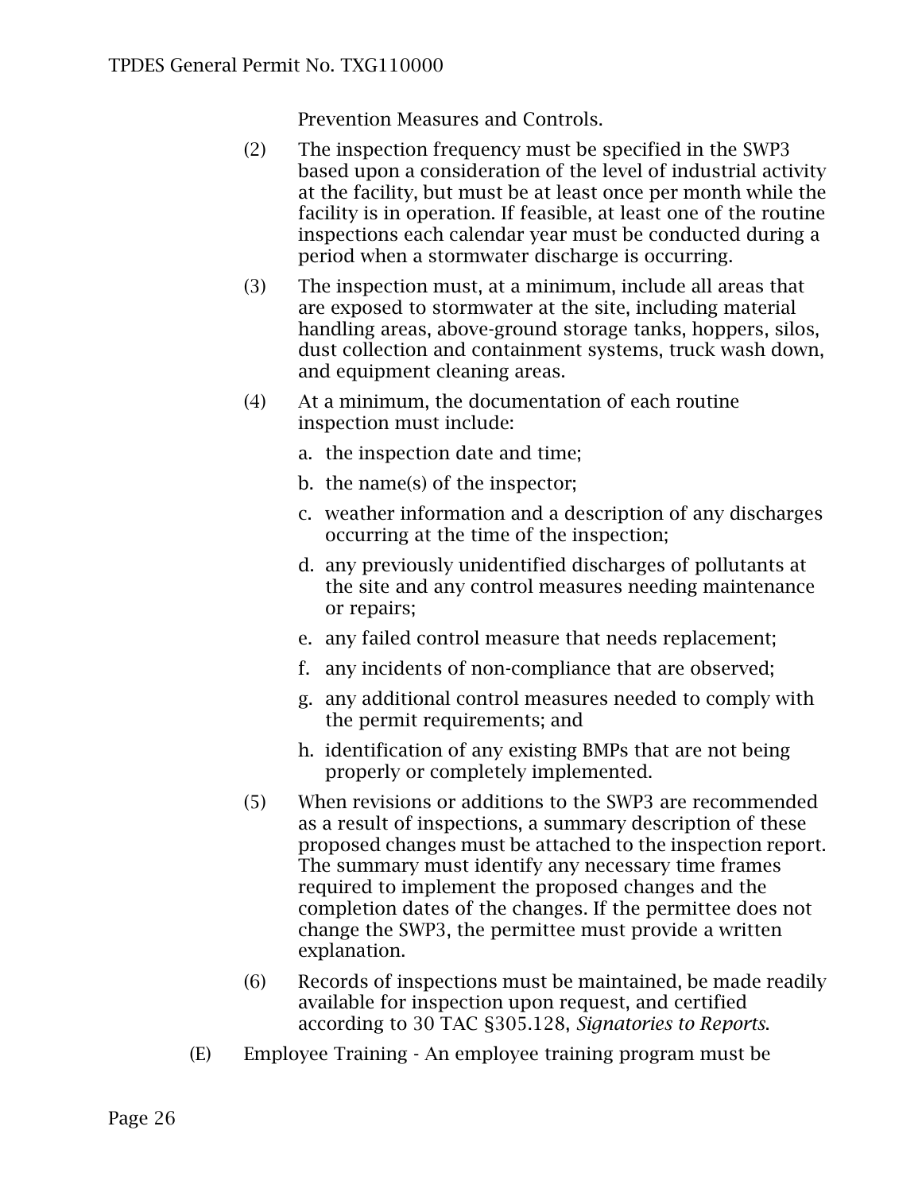Prevention Measures and Controls.

(2) The inspection frequency must be specified in the SWP3 based upon a consideration of the level of industrial activity at the facility, but must be at least once per month while the facility is in operation. If feasible, at least one of the routine inspections each calendar year must be conducted during a period when a stormwater discharge is occurring.

(3) The inspection must, at a minimum, include all areas that are exposed to stormwater at the site, including material handling areas, above-ground storage tanks, hoppers, silos, dust collection and containment systems, truck wash down, and equipment cleaning areas.

(4) At a minimum, the documentation of each routine inspection must include:

   a. the inspection date and time;

   b. the name(s) of the inspector;

   c. weather information and a description of any discharges occurring at the time of the inspection;

   d. any previously unidentified discharges of pollutants at the site and any control measures needing maintenance or repairs;

   e. any failed control measure that needs replacement;

   f. any incidents of non-compliance that are observed;

   g. any additional control measures needed to comply with the permit requirements; and

   h. identification of any existing BMPs that are not being properly or completely implemented.

(5) When revisions or additions to the SWP3 are recommended as a result of inspections, a summary description of these proposed changes must be attached to the inspection report. The summary must identify any necessary time frames required to implement the proposed changes and the completion dates of the changes. If the permittee does not change the SWP3, the permittee must provide a written explanation.

(6) Records of inspections must be maintained, be made readily available for inspection upon request, and certified according to 30 TAC §305.128, *Signatories to Reports*.

(E) Employee Training - An employee training program must be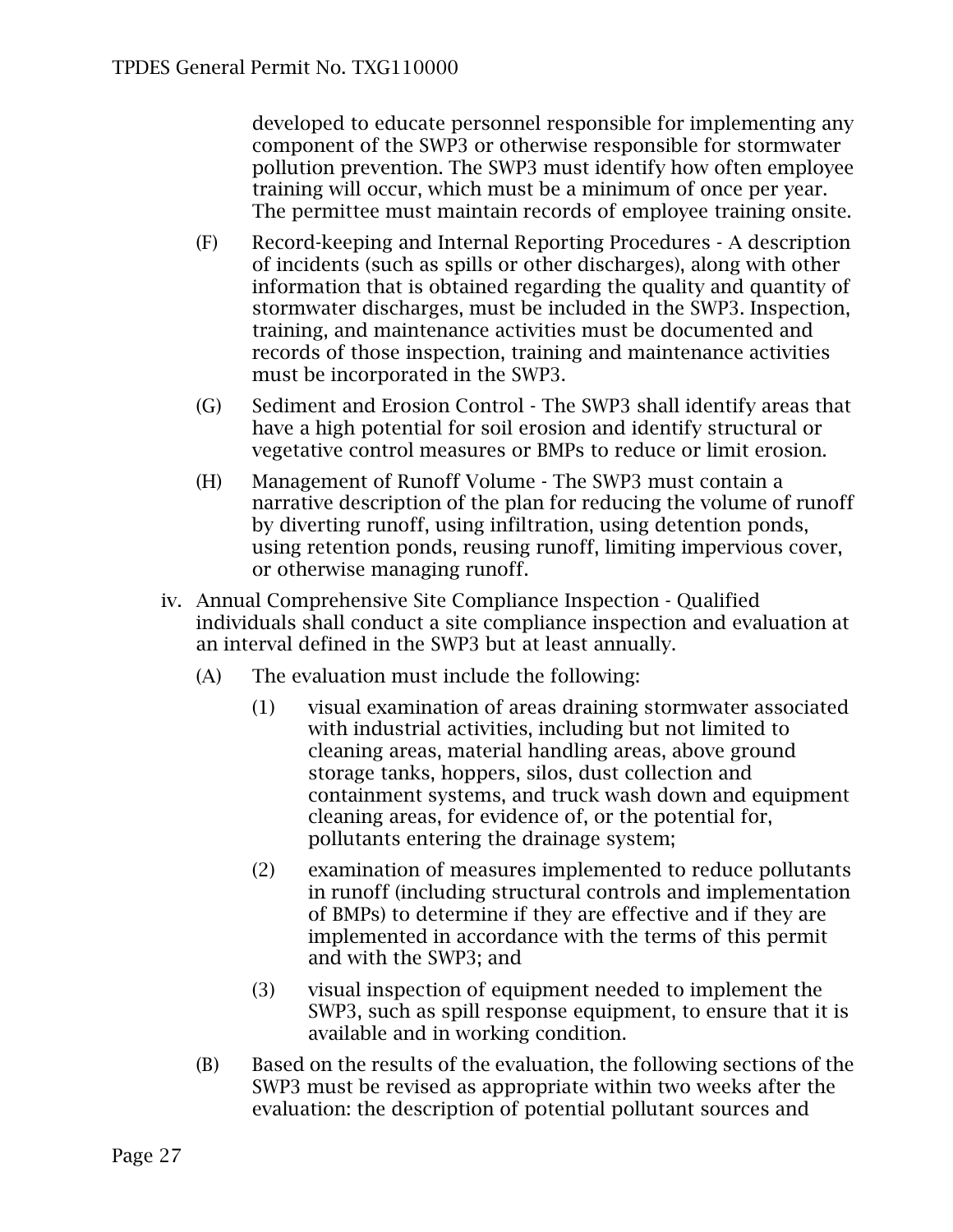developed to educate personnel responsible for implementing any component of the SWP3 or otherwise responsible for stormwater pollution prevention. The SWP3 must identify how often employee training will occur, which must be a minimum of once per year. The permittee must maintain records of employee training onsite.

(F) Record-keeping and Internal Reporting Procedures - A description of incidents (such as spills or other discharges), along with other information that is obtained regarding the quality and quantity of stormwater discharges, must be included in the SWP3. Inspection, training, and maintenance activities must be documented and records of those inspection, training and maintenance activities must be incorporated in the SWP3.

(G) Sediment and Erosion Control - The SWP3 shall identify areas that have a high potential for soil erosion and identify structural or vegetative control measures or BMPs to reduce or limit erosion.

(H) Management of Runoff Volume - The SWP3 must contain a narrative description of the plan for reducing the volume of runoff by diverting runoff, using infiltration, using detention ponds, using retention ponds, reusing runoff, limiting impervious cover, or otherwise managing runoff.

iv. Annual Comprehensive Site Compliance Inspection - Qualified individuals shall conduct a site compliance inspection and evaluation at an interval defined in the SWP3 but at least annually.

(A) The evaluation must include the following:

(1) visual examination of areas draining stormwater associated with industrial activities, including but not limited to cleaning areas, material handling areas, above ground storage tanks, hoppers, silos, dust collection and containment systems, and truck wash down and equipment cleaning areas, for evidence of, or the potential for, pollutants entering the drainage system;

(2) examination of measures implemented to reduce pollutants in runoff (including structural controls and implementation of BMPs) to determine if they are effective and if they are implemented in accordance with the terms of this permit and with the SWP3; and

(3) visual inspection of equipment needed to implement the SWP3, such as spill response equipment, to ensure that it is available and in working condition.

(B) Based on the results of the evaluation, the following sections of the SWP3 must be revised as appropriate within two weeks after the evaluation: the description of potential pollutant sources and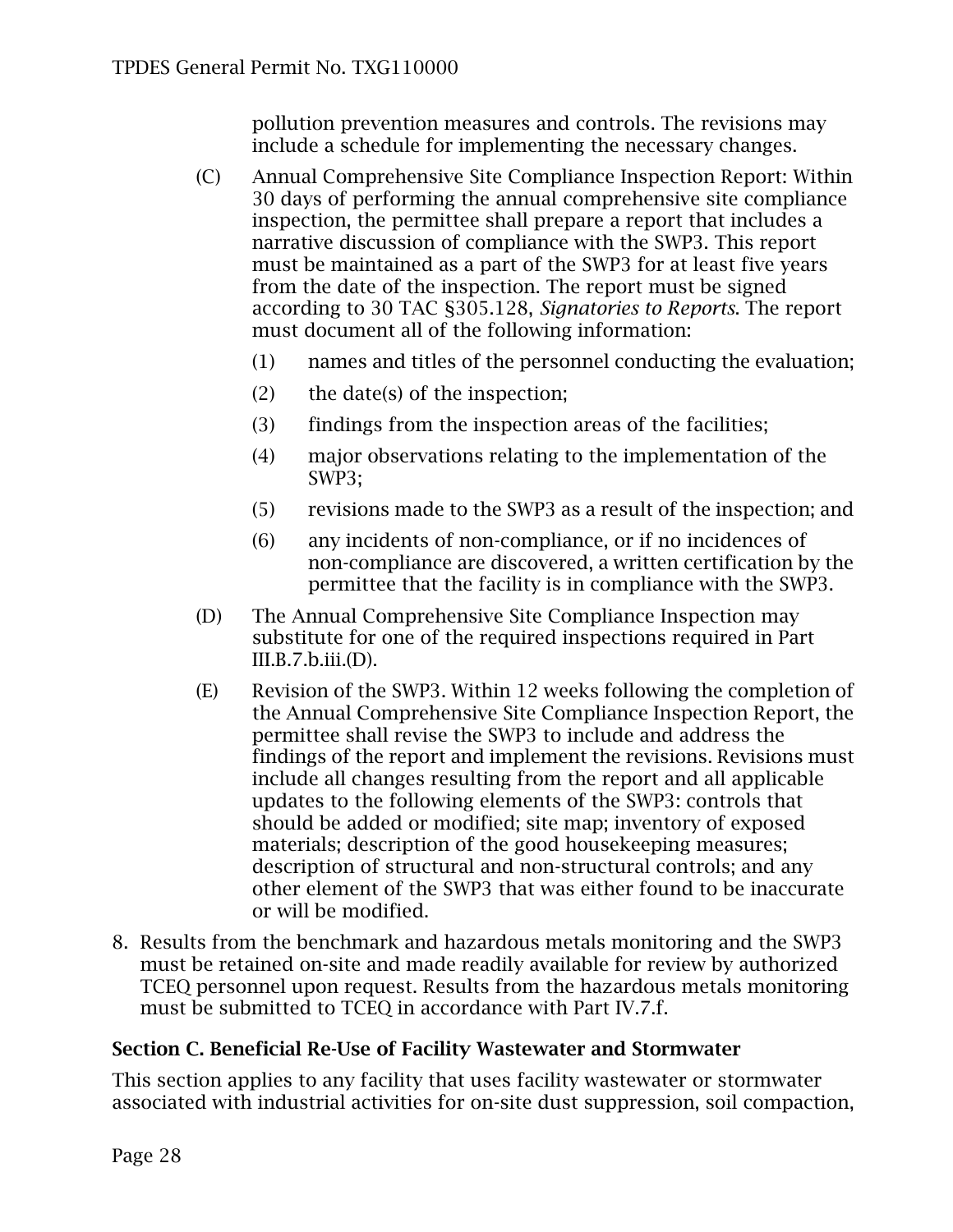pollution prevention measures and controls. The revisions may include a schedule for implementing the necessary changes.

(C) Annual Comprehensive Site Compliance Inspection Report: Within 30 days of performing the annual comprehensive site compliance inspection, the permittee shall prepare a report that includes a narrative discussion of compliance with the SWP3. This report must be maintained as a part of the SWP3 for at least five years from the date of the inspection. The report must be signed according to 30 TAC §305.128, *Signatories to Reports*. The report must document all of the following information:

  (1) names and titles of the personnel conducting the evaluation;

  (2) the date(s) of the inspection;

  (3) findings from the inspection areas of the facilities;

  (4) major observations relating to the implementation of the SWP3;

  (5) revisions made to the SWP3 as a result of the inspection; and

  (6) any incidents of non-compliance, or if no incidences of non-compliance are discovered, a written certification by the permittee that the facility is in compliance with the SWP3.

(D) The Annual Comprehensive Site Compliance Inspection may substitute for one of the required inspections required in Part III.B.7.b.iii.(D).

(E) Revision of the SWP3. Within 12 weeks following the completion of the Annual Comprehensive Site Compliance Inspection Report, the permittee shall revise the SWP3 to include and address the findings of the report and implement the revisions. Revisions must include all changes resulting from the report and all applicable updates to the following elements of the SWP3: controls that should be added or modified; site map; inventory of exposed materials; description of the good housekeeping measures; description of structural and non-structural controls; and any other element of the SWP3 that was either found to be inaccurate or will be modified.

8. Results from the benchmark and hazardous metals monitoring and the SWP3 must be retained on-site and made readily available for review by authorized TCEQ personnel upon request. Results from the hazardous metals monitoring must be submitted to TCEQ in accordance with Part IV.7.f.

**Section C. Beneficial Re-Use of Facility Wastewater and Stormwater**

This section applies to any facility that uses facility wastewater or stormwater associated with industrial activities for on-site dust suppression, soil compaction,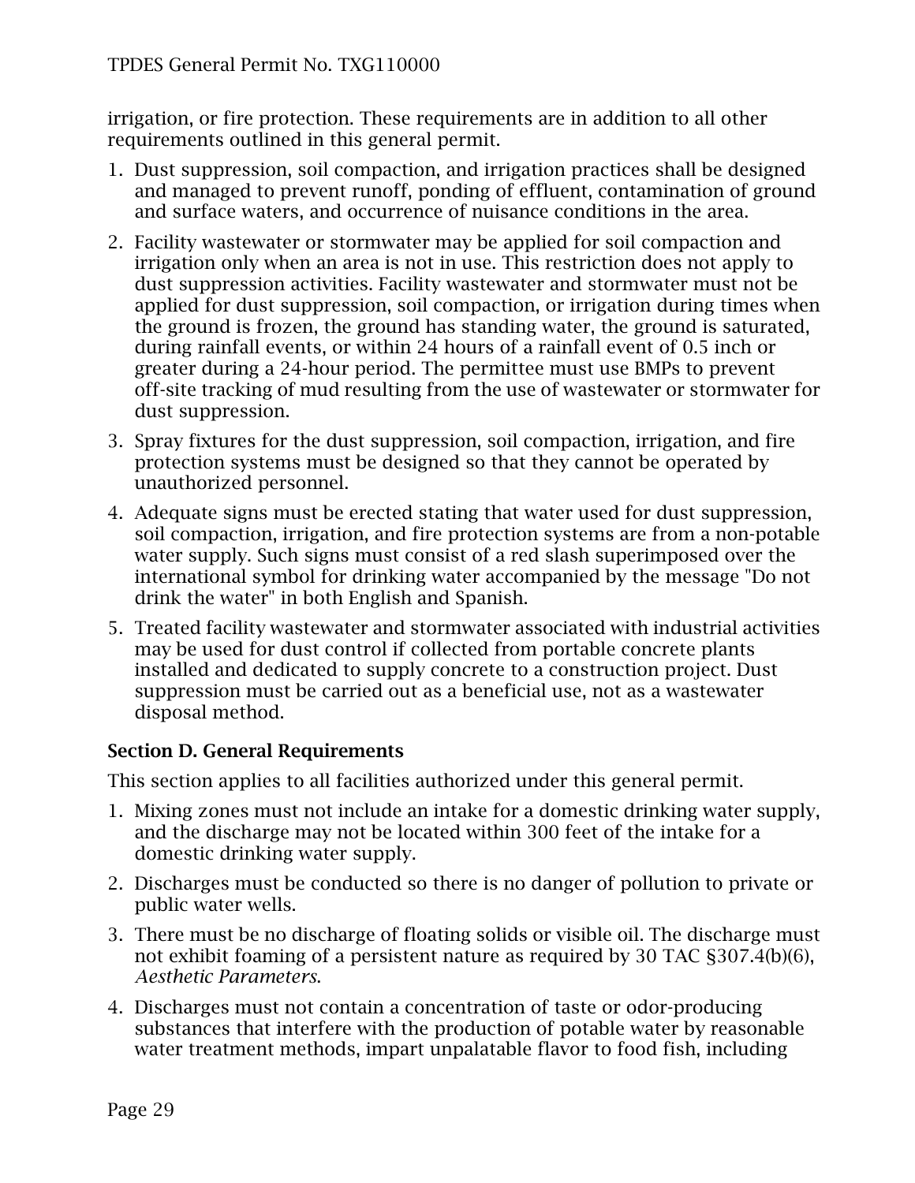irrigation, or fire protection. These requirements are in addition to all other requirements outlined in this general permit.

1. Dust suppression, soil compaction, and irrigation practices shall be designed and managed to prevent runoff, ponding of effluent, contamination of ground and surface waters, and occurrence of nuisance conditions in the area.
2. Facility wastewater or stormwater may be applied for soil compaction and irrigation only when an area is not in use. This restriction does not apply to dust suppression activities. Facility wastewater and stormwater must not be applied for dust suppression, soil compaction, or irrigation during times when the ground is frozen, the ground has standing water, the ground is saturated, during rainfall events, or within 24 hours of a rainfall event of 0.5 inch or greater during a 24-hour period. The permittee must use BMPs to prevent off-site tracking of mud resulting from the use of wastewater or stormwater for dust suppression.
3. Spray fixtures for the dust suppression, soil compaction, irrigation, and fire protection systems must be designed so that they cannot be operated by unauthorized personnel.
4. Adequate signs must be erected stating that water used for dust suppression, soil compaction, irrigation, and fire protection systems are from a non-potable water supply. Such signs must consist of a red slash superimposed over the international symbol for drinking water accompanied by the message "Do not drink the water" in both English and Spanish.
5. Treated facility wastewater and stormwater associated with industrial activities may be used for dust control if collected from portable concrete plants installed and dedicated to supply concrete to a construction project. Dust suppression must be carried out as a beneficial use, not as a wastewater disposal method.

**Section D. General Requirements**

This section applies to all facilities authorized under this general permit.

1. Mixing zones must not include an intake for a domestic drinking water supply, and the discharge may not be located within 300 feet of the intake for a domestic drinking water supply.
2. Discharges must be conducted so there is no danger of pollution to private or public water wells.
3. There must be no discharge of floating solids or visible oil. The discharge must not exhibit foaming of a persistent nature as required by 30 TAC §307.4(b)(6), *Aesthetic Parameters*.
4. Discharges must not contain a concentration of taste or odor-producing substances that interfere with the production of potable water by reasonable water treatment methods, impart unpalatable flavor to food fish, including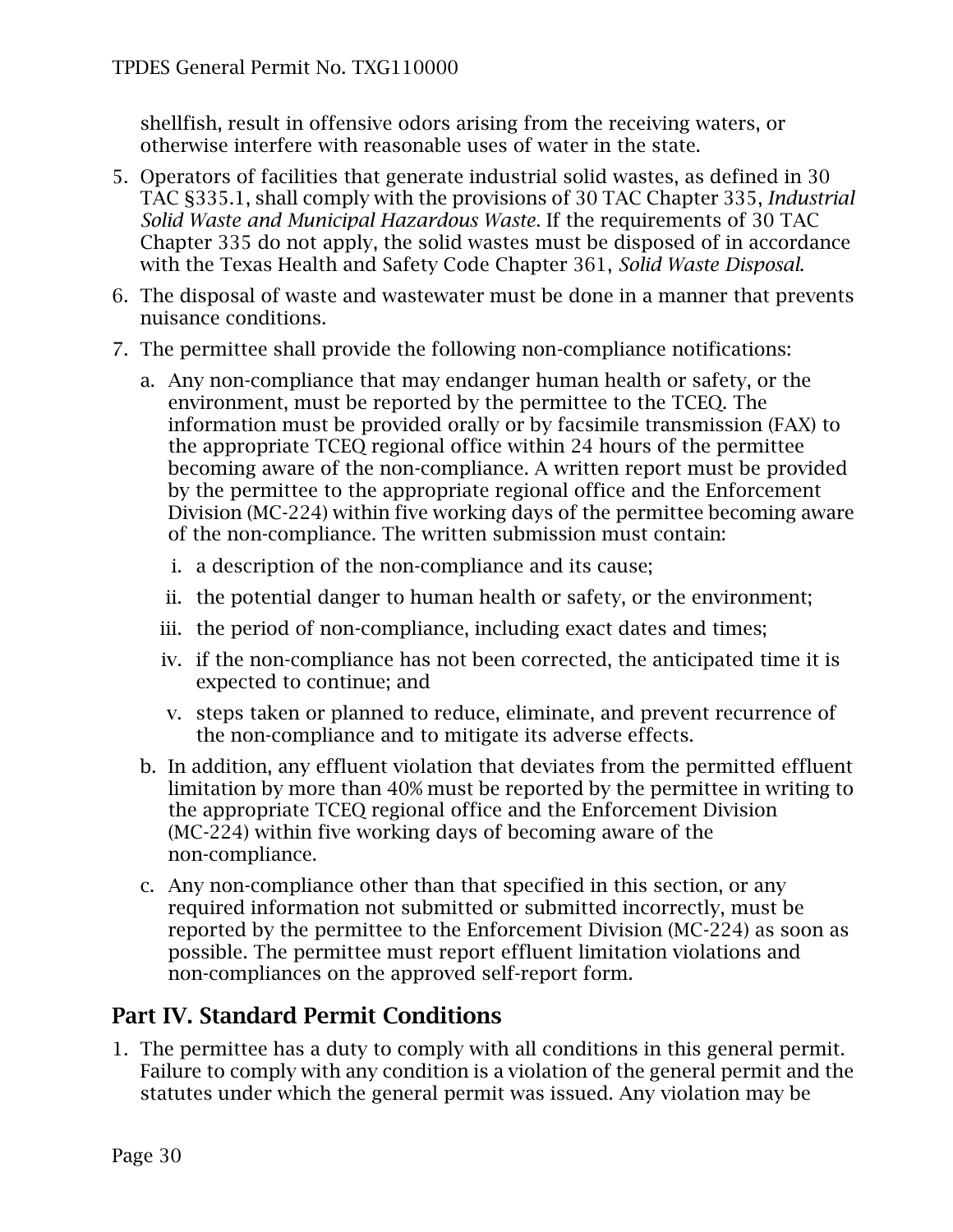shellfish, result in offensive odors arising from the receiving waters, or otherwise interfere with reasonable uses of water in the state.

5. Operators of facilities that generate industrial solid wastes, as defined in 30 TAC §335.1, shall comply with the provisions of 30 TAC Chapter 335, *Industrial Solid Waste and Municipal Hazardous Waste*. If the requirements of 30 TAC Chapter 335 do not apply, the solid wastes must be disposed of in accordance with the Texas Health and Safety Code Chapter 361, *Solid Waste Disposal*.
6. The disposal of waste and wastewater must be done in a manner that prevents nuisance conditions.
7. The permittee shall provide the following non-compliance notifications:
   a. Any non-compliance that may endanger human health or safety, or the environment, must be reported by the permittee to the TCEQ. The information must be provided orally or by facsimile transmission (FAX) to the appropriate TCEQ regional office within 24 hours of the permittee becoming aware of the non-compliance. A written report must be provided by the permittee to the appropriate regional office and the Enforcement Division (MC-224) within five working days of the permittee becoming aware of the non-compliance. The written submission must contain:
      i. a description of the non-compliance and its cause;
      ii. the potential danger to human health or safety, or the environment;
      iii. the period of non-compliance, including exact dates and times;
      iv. if the non-compliance has not been corrected, the anticipated time it is expected to continue; and
      v. steps taken or planned to reduce, eliminate, and prevent recurrence of the non-compliance and to mitigate its adverse effects.
   b. In addition, any effluent violation that deviates from the permitted effluent limitation by more than 40% must be reported by the permittee in writing to the appropriate TCEQ regional office and the Enforcement Division (MC-224) within five working days of becoming aware of the non-compliance.
   c. Any non-compliance other than that specified in this section, or any required information not submitted or submitted incorrectly, must be reported by the permittee to the Enforcement Division (MC-224) as soon as possible. The permittee must report effluent limitation violations and non-compliances on the approved self-report form.

## Part IV. Standard Permit Conditions

1. The permittee has a duty to comply with all conditions in this general permit. Failure to comply with any condition is a violation of the general permit and the statutes under which the general permit was issued. Any violation may be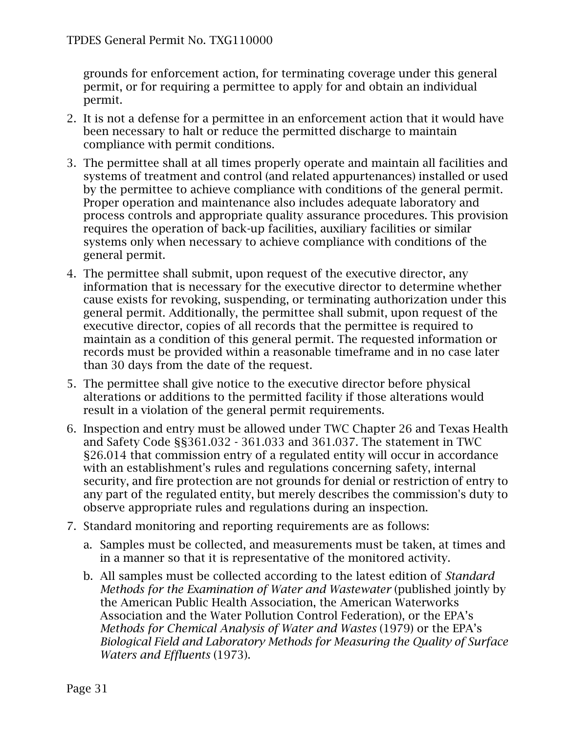grounds for enforcement action, for terminating coverage under this general permit, or for requiring a permittee to apply for and obtain an individual permit.

2. It is not a defense for a permittee in an enforcement action that it would have been necessary to halt or reduce the permitted discharge to maintain compliance with permit conditions.
3. The permittee shall at all times properly operate and maintain all facilities and systems of treatment and control (and related appurtenances) installed or used by the permittee to achieve compliance with conditions of the general permit. Proper operation and maintenance also includes adequate laboratory and process controls and appropriate quality assurance procedures. This provision requires the operation of back-up facilities, auxiliary facilities or similar systems only when necessary to achieve compliance with conditions of the general permit.
4. The permittee shall submit, upon request of the executive director, any information that is necessary for the executive director to determine whether cause exists for revoking, suspending, or terminating authorization under this general permit. Additionally, the permittee shall submit, upon request of the executive director, copies of all records that the permittee is required to maintain as a condition of this general permit. The requested information or records must be provided within a reasonable timeframe and in no case later than 30 days from the date of the request.
5. The permittee shall give notice to the executive director before physical alterations or additions to the permitted facility if those alterations would result in a violation of the general permit requirements.
6. Inspection and entry must be allowed under TWC Chapter 26 and Texas Health and Safety Code §§361.032 - 361.033 and 361.037. The statement in TWC §26.014 that commission entry of a regulated entity will occur in accordance with an establishment's rules and regulations concerning safety, internal security, and fire protection are not grounds for denial or restriction of entry to any part of the regulated entity, but merely describes the commission's duty to observe appropriate rules and regulations during an inspection.
7. Standard monitoring and reporting requirements are as follows:
   a. Samples must be collected, and measurements must be taken, at times and in a manner so that it is representative of the monitored activity.
   b. All samples must be collected according to the latest edition of *Standard Methods for the Examination of Water and Wastewater* (published jointly by the American Public Health Association, the American Waterworks Association and the Water Pollution Control Federation), or the EPA's *Methods for Chemical Analysis of Water and Wastes* (1979) or the EPA's *Biological Field and Laboratory Methods for Measuring the Quality of Surface Waters and Effluents* (1973).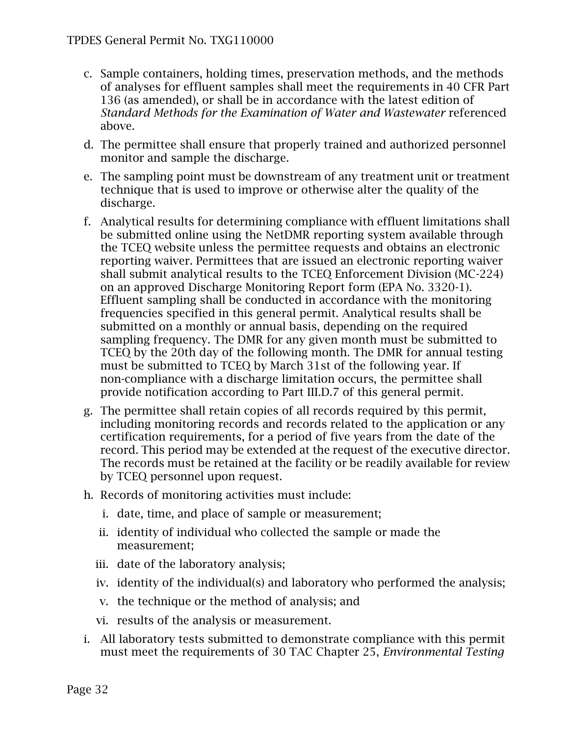c. Sample containers, holding times, preservation methods, and the methods of analyses for effluent samples shall meet the requirements in 40 CFR Part 136 (as amended), or shall be in accordance with the latest edition of *Standard Methods for the Examination of Water and Wastewater* referenced above.

d. The permittee shall ensure that properly trained and authorized personnel monitor and sample the discharge.

e. The sampling point must be downstream of any treatment unit or treatment technique that is used to improve or otherwise alter the quality of the discharge.

f. Analytical results for determining compliance with effluent limitations shall be submitted online using the NetDMR reporting system available through the TCEQ website unless the permittee requests and obtains an electronic reporting waiver. Permittees that are issued an electronic reporting waiver shall submit analytical results to the TCEQ Enforcement Division (MC-224) on an approved Discharge Monitoring Report form (EPA No. 3320-1). Effluent sampling shall be conducted in accordance with the monitoring frequencies specified in this general permit. Analytical results shall be submitted on a monthly or annual basis, depending on the required sampling frequency. The DMR for any given month must be submitted to TCEQ by the 20th day of the following month. The DMR for annual testing must be submitted to TCEQ by March 31st of the following year. If non-compliance with a discharge limitation occurs, the permittee shall provide notification according to Part III.D.7 of this general permit.

g. The permittee shall retain copies of all records required by this permit, including monitoring records and records related to the application or any certification requirements, for a period of five years from the date of the record. This period may be extended at the request of the executive director. The records must be retained at the facility or be readily available for review by TCEQ personnel upon request.

h. Records of monitoring activities must include:

   i. date, time, and place of sample or measurement;

   ii. identity of individual who collected the sample or made the measurement;

   iii. date of the laboratory analysis;

   iv. identity of the individual(s) and laboratory who performed the analysis;

   v. the technique or the method of analysis; and

   vi. results of the analysis or measurement.

i. All laboratory tests submitted to demonstrate compliance with this permit must meet the requirements of 30 TAC Chapter 25, *Environmental Testing*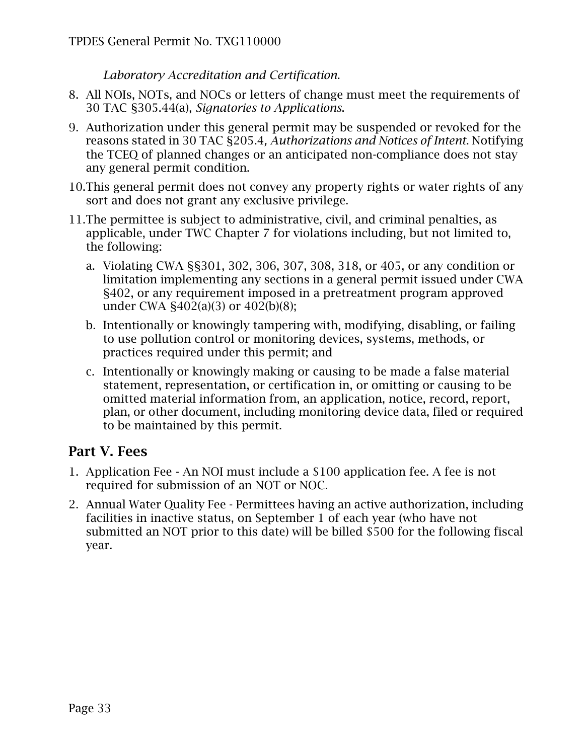*Laboratory Accreditation and Certification*.

8. All NOIs, NOTs, and NOCs or letters of change must meet the requirements of 30 TAC §305.44(a), *Signatories to Applications*.
9. Authorization under this general permit may be suspended or revoked for the reasons stated in 30 TAC §205.4*, Authorizations and Notices of Intent*. Notifying the TCEQ of planned changes or an anticipated non-compliance does not stay any general permit condition.
10. This general permit does not convey any property rights or water rights of any sort and does not grant any exclusive privilege.
11. The permittee is subject to administrative, civil, and criminal penalties, as applicable, under TWC Chapter 7 for violations including, but not limited to, the following:
    a. Violating CWA §§301, 302, 306, 307, 308, 318, or 405, or any condition or limitation implementing any sections in a general permit issued under CWA §402, or any requirement imposed in a pretreatment program approved under CWA §402(a)(3) or 402(b)(8);
    b. Intentionally or knowingly tampering with, modifying, disabling, or failing to use pollution control or monitoring devices, systems, methods, or practices required under this permit; and
    c. Intentionally or knowingly making or causing to be made a false material statement, representation, or certification in, or omitting or causing to be omitted material information from, an application, notice, record, report, plan, or other document, including monitoring device data, filed or required to be maintained by this permit.

## Part V. Fees

1. Application Fee - An NOI must include a $100 application fee. A fee is not required for submission of an NOT or NOC.
2. Annual Water Quality Fee - Permittees having an active authorization, including facilities in inactive status, on September 1 of each year (who have not submitted an NOT prior to this date) will be billed $500 for the following fiscal year.